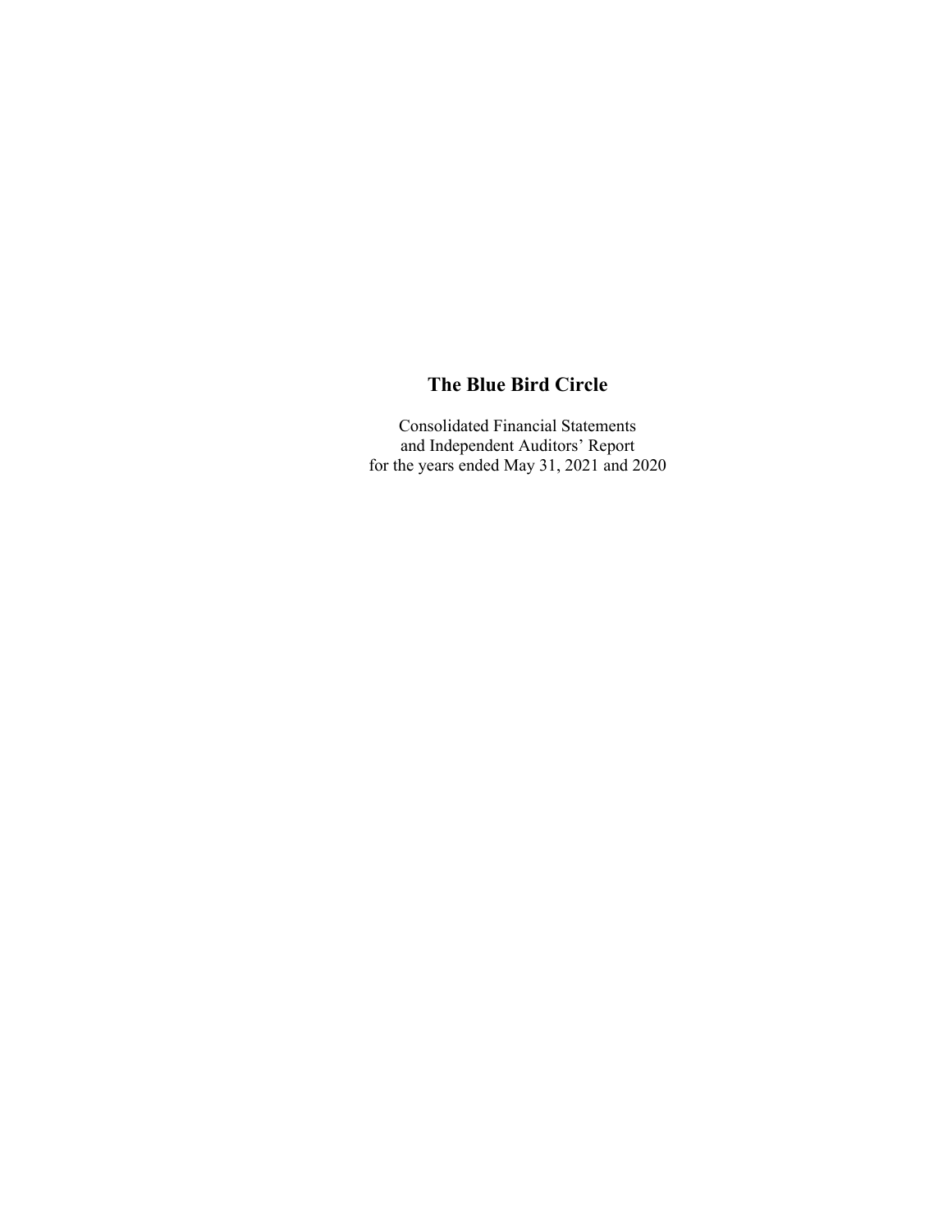# The Blue Bird Circle

Consolidated Financial Statements
and Independent Auditors' Report
for the years ended May 31, 2021 and 2020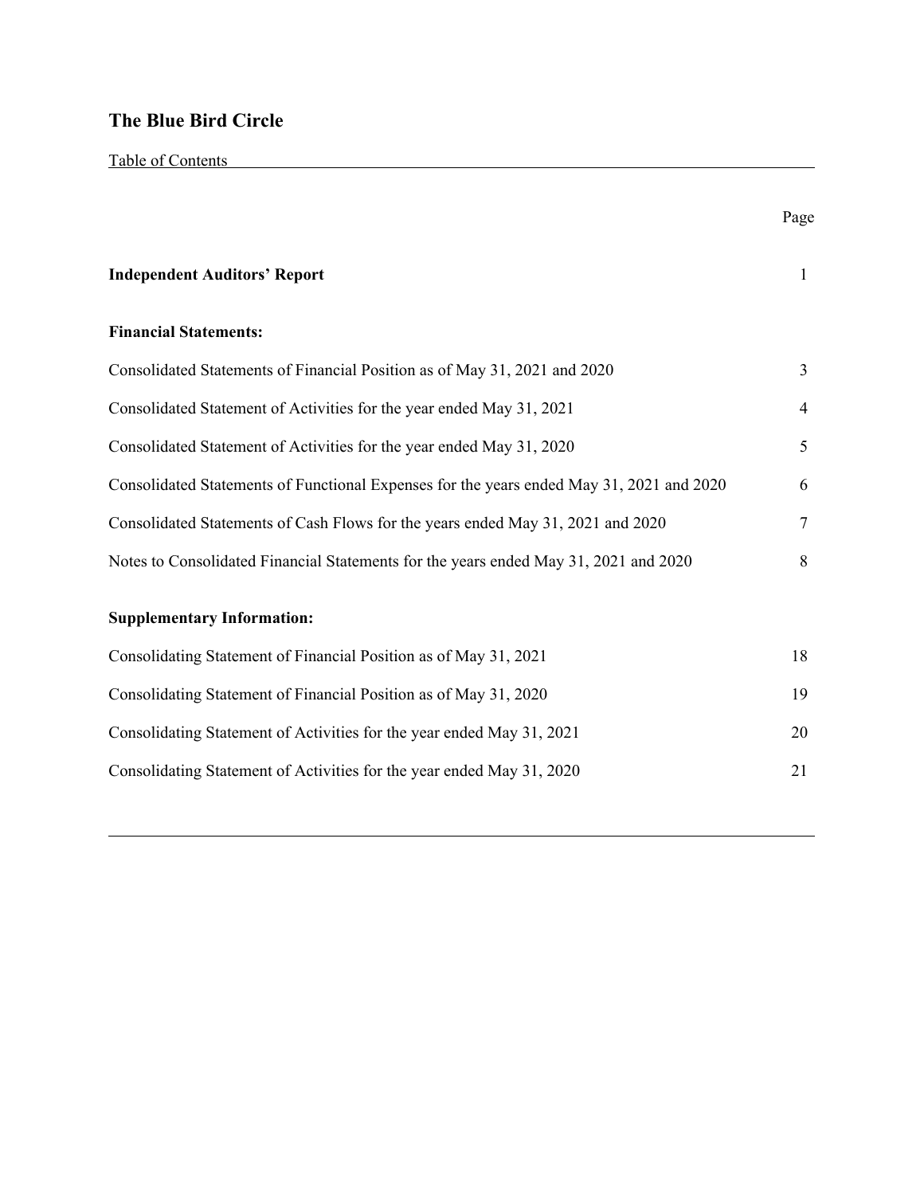# The Blue Bird Circle

Table of Contents

| | Page |
|---|---|
| **Independent Auditors' Report** | 1 |
| **Financial Statements:** | |
| Consolidated Statements of Financial Position as of May 31, 2021 and 2020 | 3 |
| Consolidated Statement of Activities for the year ended May 31, 2021 | 4 |
| Consolidated Statement of Activities for the year ended May 31, 2020 | 5 |
| Consolidated Statements of Functional Expenses for the years ended May 31, 2021 and 2020 | 6 |
| Consolidated Statements of Cash Flows for the years ended May 31, 2021 and 2020 | 7 |
| Notes to Consolidated Financial Statements for the years ended May 31, 2021 and 2020 | 8 |
| **Supplementary Information:** | |
| Consolidating Statement of Financial Position as of May 31, 2021 | 18 |
| Consolidating Statement of Financial Position as of May 31, 2020 | 19 |
| Consolidating Statement of Activities for the year ended May 31, 2021 | 20 |
| Consolidating Statement of Activities for the year ended May 31, 2020 | 21 |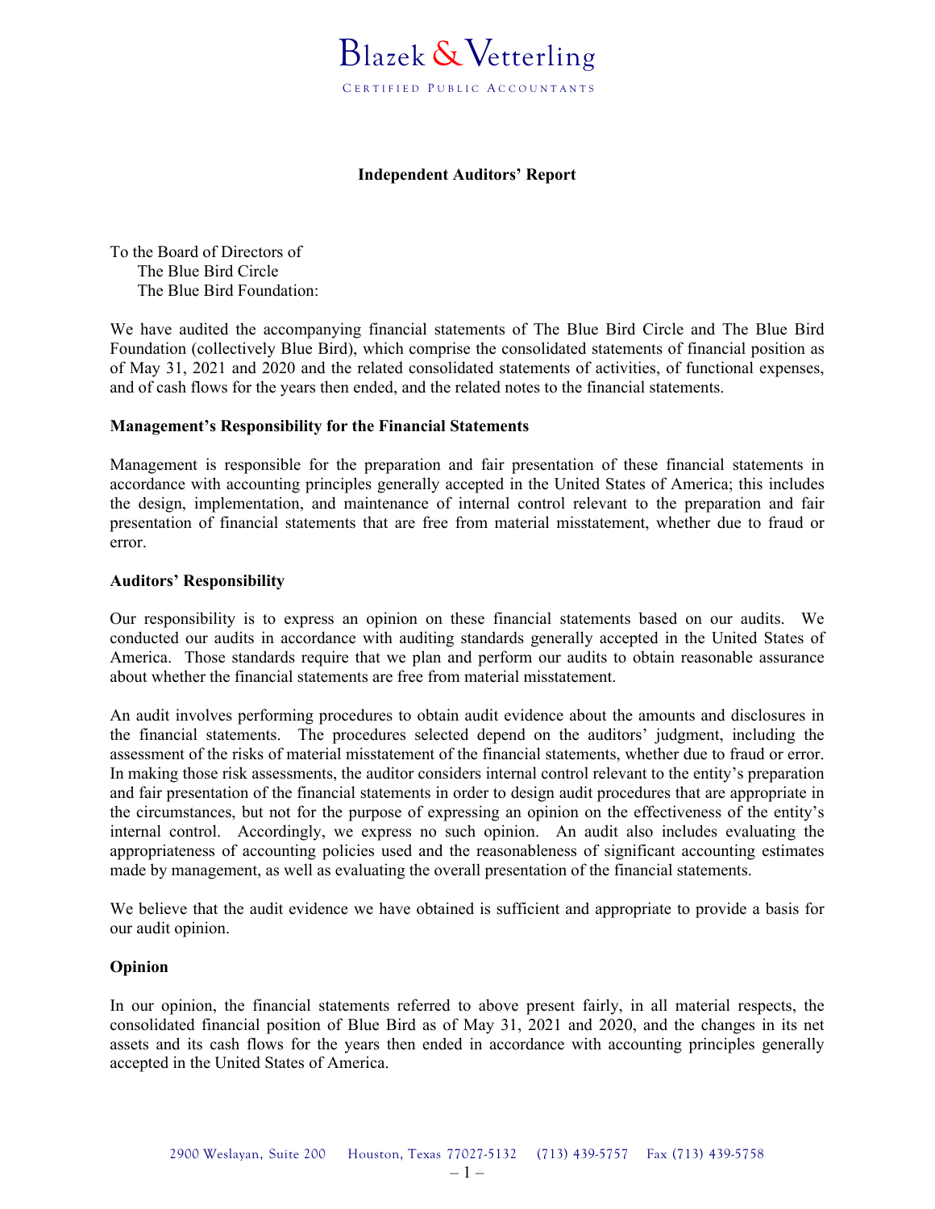Blazek & Vetterling

CERTIFIED PUBLIC ACCOUNTANTS

## Independent Auditors' Report

To the Board of Directors of
The Blue Bird Circle
The Blue Bird Foundation:

We have audited the accompanying financial statements of The Blue Bird Circle and The Blue Bird Foundation (collectively Blue Bird), which comprise the consolidated statements of financial position as of May 31, 2021 and 2020 and the related consolidated statements of activities, of functional expenses, and of cash flows for the years then ended, and the related notes to the financial statements.

### Management's Responsibility for the Financial Statements

Management is responsible for the preparation and fair presentation of these financial statements in accordance with accounting principles generally accepted in the United States of America; this includes the design, implementation, and maintenance of internal control relevant to the preparation and fair presentation of financial statements that are free from material misstatement, whether due to fraud or error.

### Auditors' Responsibility

Our responsibility is to express an opinion on these financial statements based on our audits. We conducted our audits in accordance with auditing standards generally accepted in the United States of America. Those standards require that we plan and perform our audits to obtain reasonable assurance about whether the financial statements are free from material misstatement.

An audit involves performing procedures to obtain audit evidence about the amounts and disclosures in the financial statements. The procedures selected depend on the auditors' judgment, including the assessment of the risks of material misstatement of the financial statements, whether due to fraud or error. In making those risk assessments, the auditor considers internal control relevant to the entity's preparation and fair presentation of the financial statements in order to design audit procedures that are appropriate in the circumstances, but not for the purpose of expressing an opinion on the effectiveness of the entity's internal control. Accordingly, we express no such opinion. An audit also includes evaluating the appropriateness of accounting policies used and the reasonableness of significant accounting estimates made by management, as well as evaluating the overall presentation of the financial statements.

We believe that the audit evidence we have obtained is sufficient and appropriate to provide a basis for our audit opinion.

### Opinion

In our opinion, the financial statements referred to above present fairly, in all material respects, the consolidated financial position of Blue Bird as of May 31, 2021 and 2020, and the changes in its net assets and its cash flows for the years then ended in accordance with accounting principles generally accepted in the United States of America.

2900 Weslayan, Suite 200 Houston, Texas 77027-5132 (713) 439-5757 Fax (713) 439-5758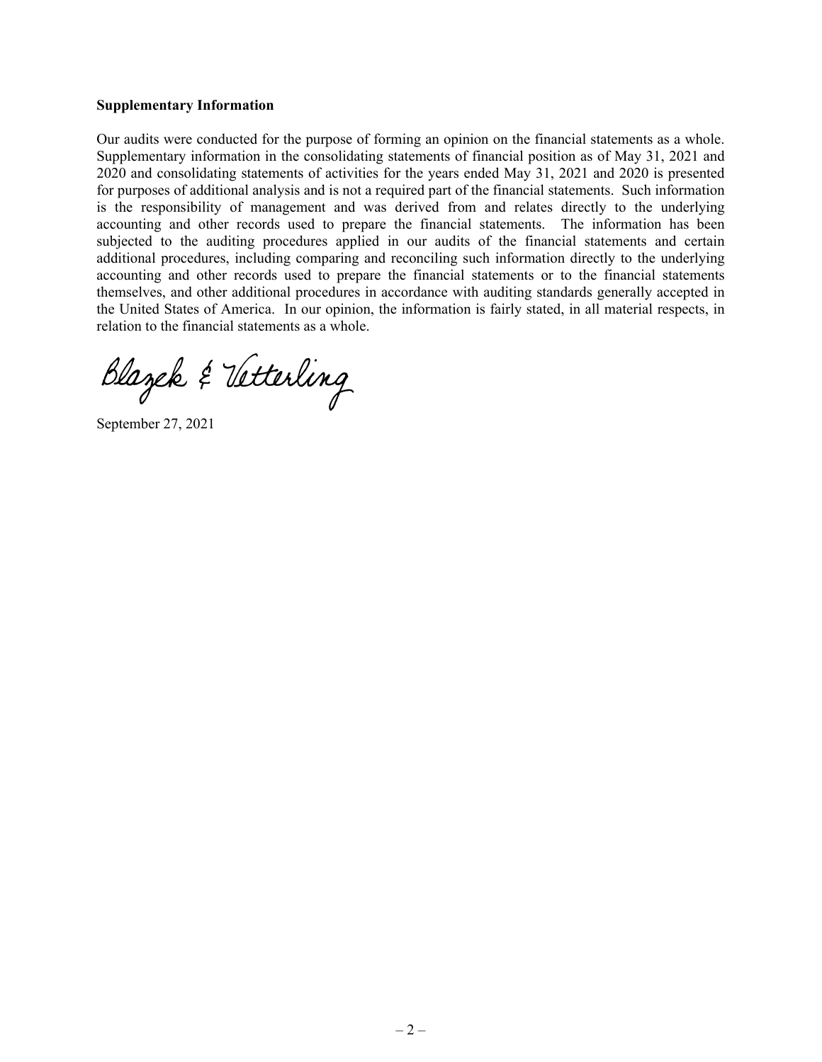**Supplementary Information**

Our audits were conducted for the purpose of forming an opinion on the financial statements as a whole. Supplementary information in the consolidating statements of financial position as of May 31, 2021 and 2020 and consolidating statements of activities for the years ended May 31, 2021 and 2020 is presented for purposes of additional analysis and is not a required part of the financial statements. Such information is the responsibility of management and was derived from and relates directly to the underlying accounting and other records used to prepare the financial statements. The information has been subjected to the auditing procedures applied in our audits of the financial statements and certain additional procedures, including comparing and reconciling such information directly to the underlying accounting and other records used to prepare the financial statements or to the financial statements themselves, and other additional procedures in accordance with auditing standards generally accepted in the United States of America. In our opinion, the information is fairly stated, in all material respects, in relation to the financial statements as a whole.

Blazek & Vetterling

September 27, 2021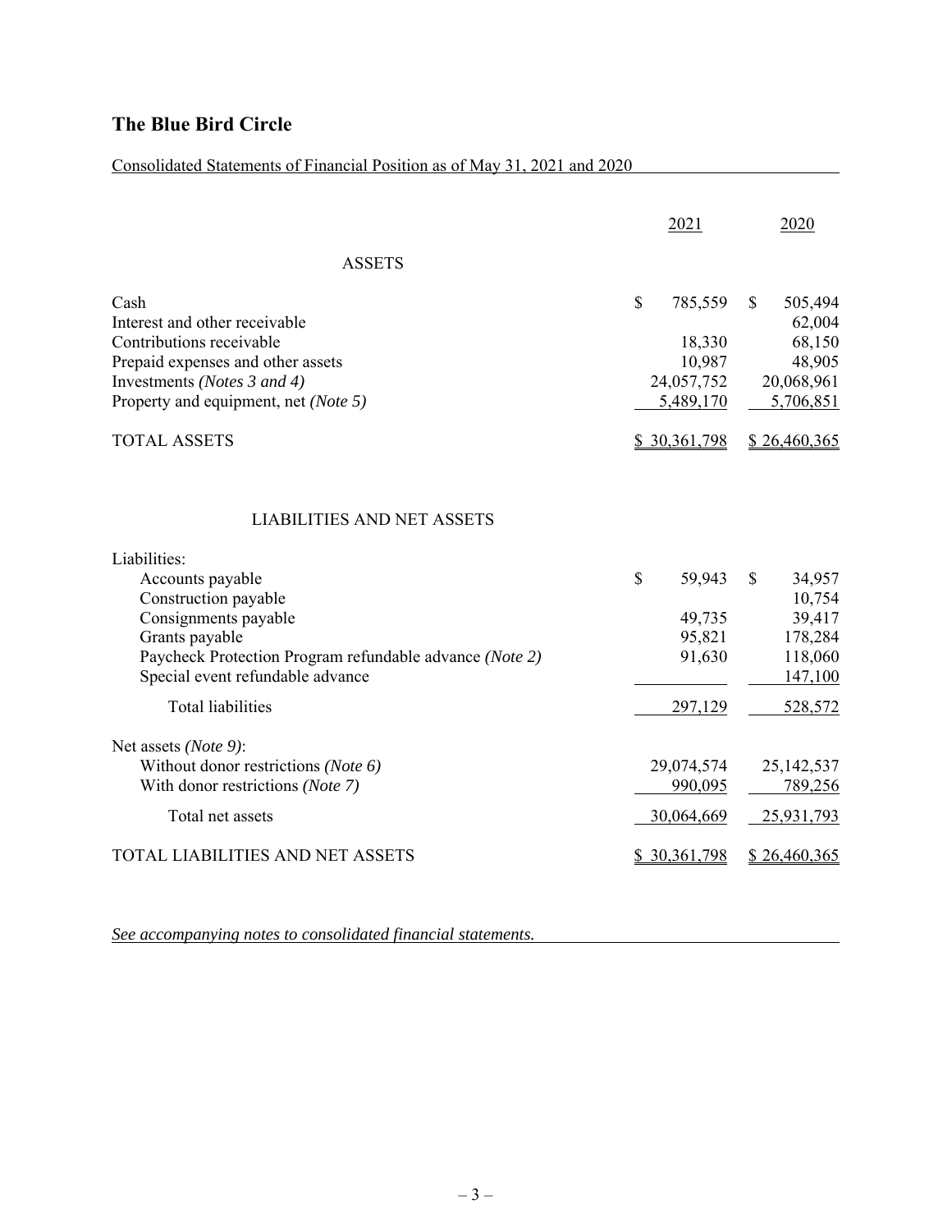# The Blue Bird Circle

Consolidated Statements of Financial Position as of May 31, 2021 and 2020

| | 2021 | 2020 |
|---|---|---|
| **ASSETS** | | |
| Cash | $ 785,559 | $ 505,494 |
| Interest and other receivable | | 62,004 |
| Contributions receivable | 18,330 | 68,150 |
| Prepaid expenses and other assets | 10,987 | 48,905 |
| Investments *(Notes 3 and 4)* | 24,057,752 | 20,068,961 |
| Property and equipment, net *(Note 5)* | 5,489,170 | 5,706,851 |
| TOTAL ASSETS | $ 30,361,798 | $ 26,460,365 |
| **LIABILITIES AND NET ASSETS** | | |
| Liabilities: | | |
| Accounts payable | $ 59,943 | $ 34,957 |
| Construction payable | | 10,754 |
| Consignments payable | 49,735 | 39,417 |
| Grants payable | 95,821 | 178,284 |
| Paycheck Protection Program refundable advance *(Note 2)* | 91,630 | 118,060 |
| Special event refundable advance | | 147,100 |
| Total liabilities | 297,129 | 528,572 |
| Net assets *(Note 9)*: | | |
| Without donor restrictions *(Note 6)* | 29,074,574 | 25,142,537 |
| With donor restrictions *(Note 7)* | 990,095 | 789,256 |
| Total net assets | 30,064,669 | 25,931,793 |
| TOTAL LIABILITIES AND NET ASSETS | $ 30,361,798 | $ 26,460,365 |

*See accompanying notes to consolidated financial statements.*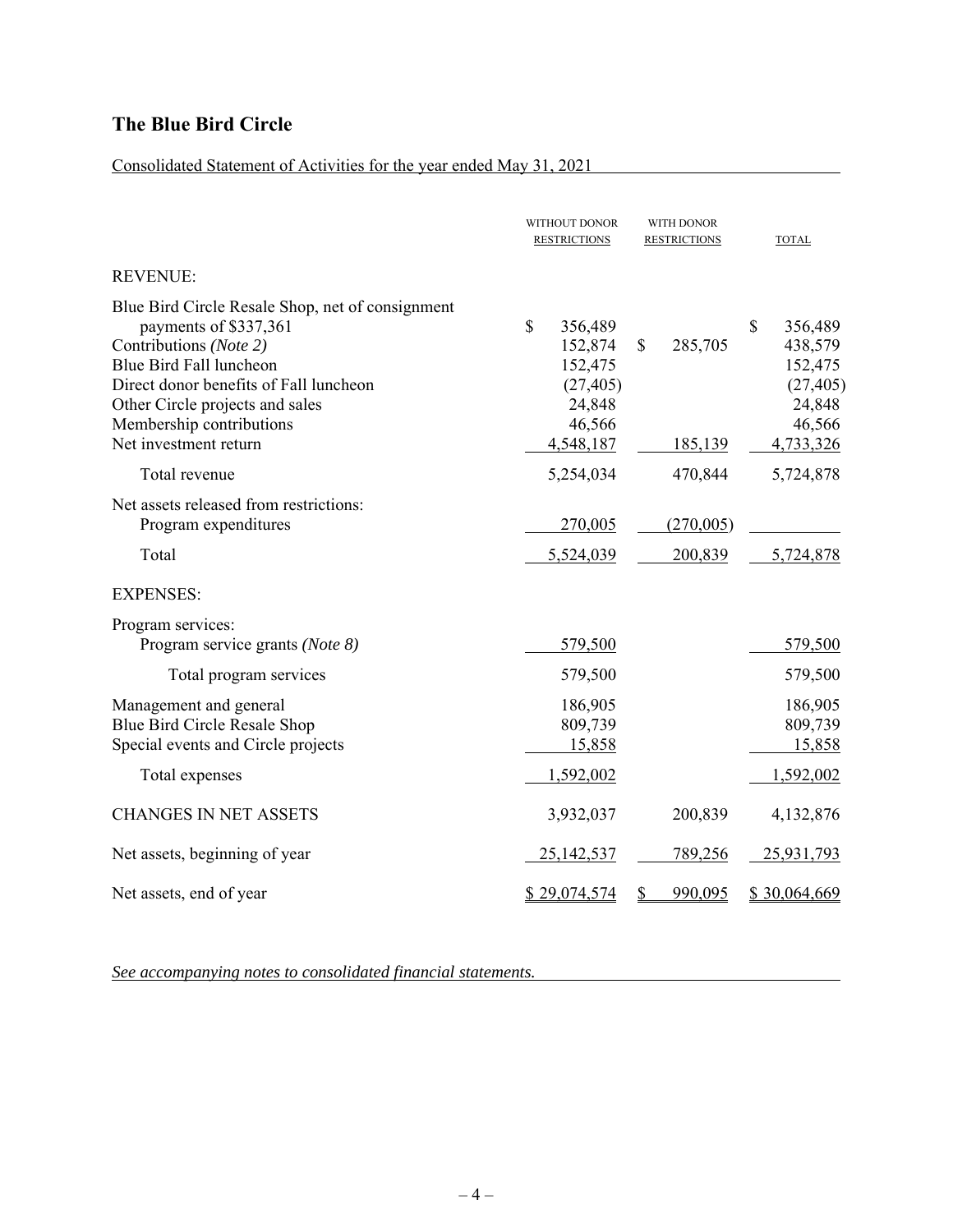## The Blue Bird Circle

Consolidated Statement of Activities for the year ended May 31, 2021

| | WITHOUT DONOR RESTRICTIONS | WITH DONOR RESTRICTIONS | TOTAL |
|---|---|---|---|
| REVENUE: | | | |
| Blue Bird Circle Resale Shop, net of consignment payments of $337,361 | $ 356,489 | | $ 356,489 |
| Contributions *(Note 2)* | 152,874 | $ 285,705 | 438,579 |
| Blue Bird Fall luncheon | 152,475 | | 152,475 |
| Direct donor benefits of Fall luncheon | (27,405) | | (27,405) |
| Other Circle projects and sales | 24,848 | | 24,848 |
| Membership contributions | 46,566 | | 46,566 |
| Net investment return | 4,548,187 | 185,139 | 4,733,326 |
| Total revenue | 5,254,034 | 470,844 | 5,724,878 |
| Net assets released from restrictions: | | | |
| Program expenditures | 270,005 | (270,005) | |
| Total | 5,524,039 | 200,839 | 5,724,878 |
| EXPENSES: | | | |
| Program services: | | | |
| Program service grants *(Note 8)* | 579,500 | | 579,500 |
| Total program services | 579,500 | | 579,500 |
| Management and general | 186,905 | | 186,905 |
| Blue Bird Circle Resale Shop | 809,739 | | 809,739 |
| Special events and Circle projects | 15,858 | | 15,858 |
| Total expenses | 1,592,002 | | 1,592,002 |
| CHANGES IN NET ASSETS | 3,932,037 | 200,839 | 4,132,876 |
| Net assets, beginning of year | 25,142,537 | 789,256 | 25,931,793 |
| Net assets, end of year | $ 29,074,574 | $ 990,095 | $ 30,064,669 |

*See accompanying notes to consolidated financial statements.*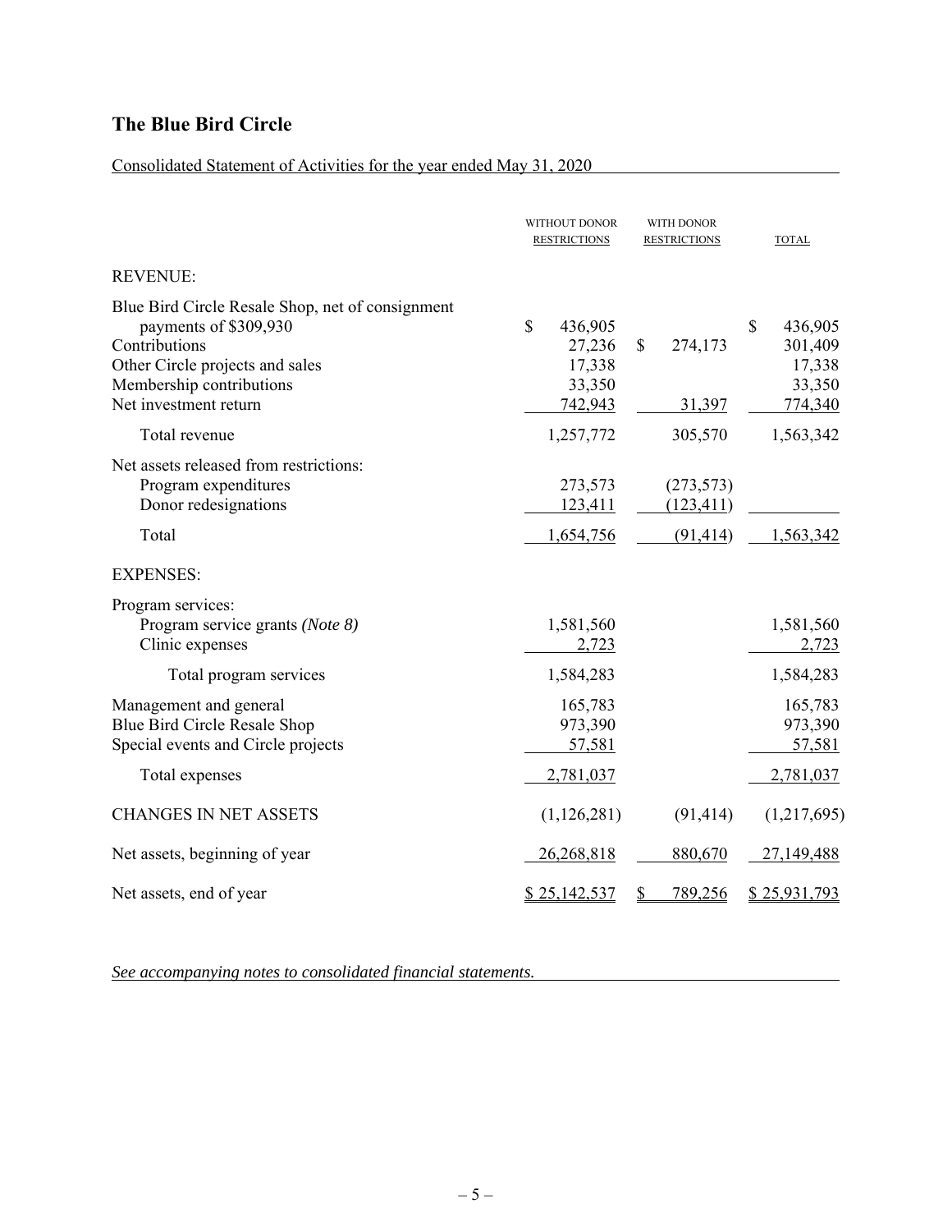## The Blue Bird Circle

Consolidated Statement of Activities for the year ended May 31, 2020

| | WITHOUT DONOR RESTRICTIONS | WITH DONOR RESTRICTIONS | TOTAL |
|---|---|---|---|
| REVENUE: | | | |
| Blue Bird Circle Resale Shop, net of consignment payments of $309,930 | $ 436,905 | | $ 436,905 |
| Contributions | 27,236 | $ 274,173 | 301,409 |
| Other Circle projects and sales | 17,338 | | 17,338 |
| Membership contributions | 33,350 | | 33,350 |
| Net investment return | 742,943 | 31,397 | 774,340 |
| Total revenue | 1,257,772 | 305,570 | 1,563,342 |
| Net assets released from restrictions: | | | |
| Program expenditures | 273,573 | (273,573) | |
| Donor redesignations | 123,411 | (123,411) | |
| Total | 1,654,756 | (91,414) | 1,563,342 |
| EXPENSES: | | | |
| Program services: | | | |
| Program service grants *(Note 8)* | 1,581,560 | | 1,581,560 |
| Clinic expenses | 2,723 | | 2,723 |
| Total program services | 1,584,283 | | 1,584,283 |
| Management and general | 165,783 | | 165,783 |
| Blue Bird Circle Resale Shop | 973,390 | | 973,390 |
| Special events and Circle projects | 57,581 | | 57,581 |
| Total expenses | 2,781,037 | | 2,781,037 |
| CHANGES IN NET ASSETS | (1,126,281) | (91,414) | (1,217,695) |
| Net assets, beginning of year | 26,268,818 | 880,670 | 27,149,488 |
| Net assets, end of year | $ 25,142,537 | $ 789,256 | $ 25,931,793 |

*See accompanying notes to consolidated financial statements.*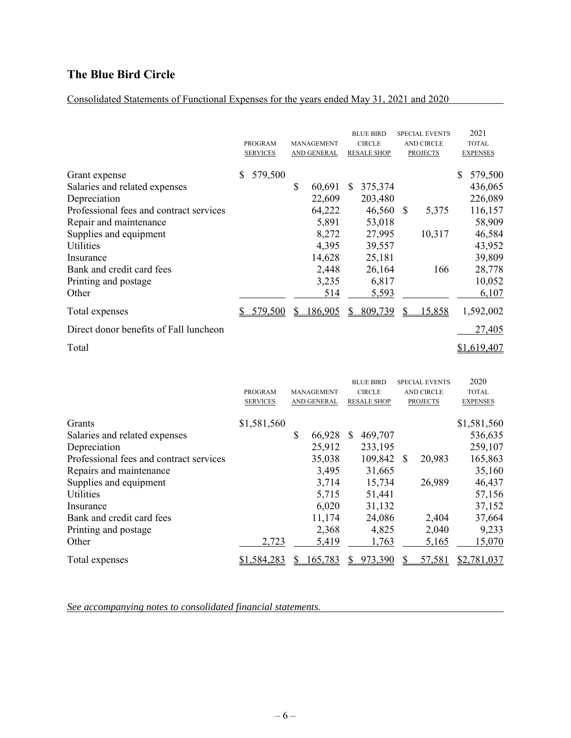## The Blue Bird Circle

Consolidated Statements of Functional Expenses for the years ended May 31, 2021 and 2020

| | PROGRAM SERVICES | MANAGEMENT AND GENERAL | BLUE BIRD CIRCLE RESALE SHOP | SPECIAL EVENTS AND CIRCLE PROJECTS | 2021 TOTAL EXPENSES |
|---|---|---|---|---|---|
| Grant expense | $ 579,500 | | | | $ 579,500 |
| Salaries and related expenses | | $ 60,691 | $ 375,374 | | 436,065 |
| Depreciation | | 22,609 | 203,480 | | 226,089 |
| Professional fees and contract services | | 64,222 | 46,560 | $ 5,375 | 116,157 |
| Repair and maintenance | | 5,891 | 53,018 | | 58,909 |
| Supplies and equipment | | 8,272 | 27,995 | 10,317 | 46,584 |
| Utilities | | 4,395 | 39,557 | | 43,952 |
| Insurance | | 14,628 | 25,181 | | 39,809 |
| Bank and credit card fees | | 2,448 | 26,164 | 166 | 28,778 |
| Printing and postage | | 3,235 | 6,817 | | 10,052 |
| Other | | 514 | 5,593 | | 6,107 |
| Total expenses | $ 579,500 | $ 186,905 | $ 809,739 | $ 15,858 | 1,592,002 |
| Direct donor benefits of Fall luncheon | | | | | 27,405 |
| Total | | | | | $1,619,407 |

| | PROGRAM SERVICES | MANAGEMENT AND GENERAL | BLUE BIRD CIRCLE RESALE SHOP | SPECIAL EVENTS AND CIRCLE PROJECTS | 2020 TOTAL EXPENSES |
|---|---|---|---|---|---|
| Grants | $1,581,560 | | | | $1,581,560 |
| Salaries and related expenses | | $ 66,928 | $ 469,707 | | 536,635 |
| Depreciation | | 25,912 | 233,195 | | 259,107 |
| Professional fees and contract services | | 35,038 | 109,842 | $ 20,983 | 165,863 |
| Repairs and maintenance | | 3,495 | 31,665 | | 35,160 |
| Supplies and equipment | | 3,714 | 15,734 | 26,989 | 46,437 |
| Utilities | | 5,715 | 51,441 | | 57,156 |
| Insurance | | 6,020 | 31,132 | | 37,152 |
| Bank and credit card fees | | 11,174 | 24,086 | 2,404 | 37,664 |
| Printing and postage | | 2,368 | 4,825 | 2,040 | 9,233 |
| Other | 2,723 | 5,419 | 1,763 | 5,165 | 15,070 |
| Total expenses | $1,584,283 | $ 165,783 | $ 973,390 | $ 57,581 | $2,781,037 |

*See accompanying notes to consolidated financial statements.*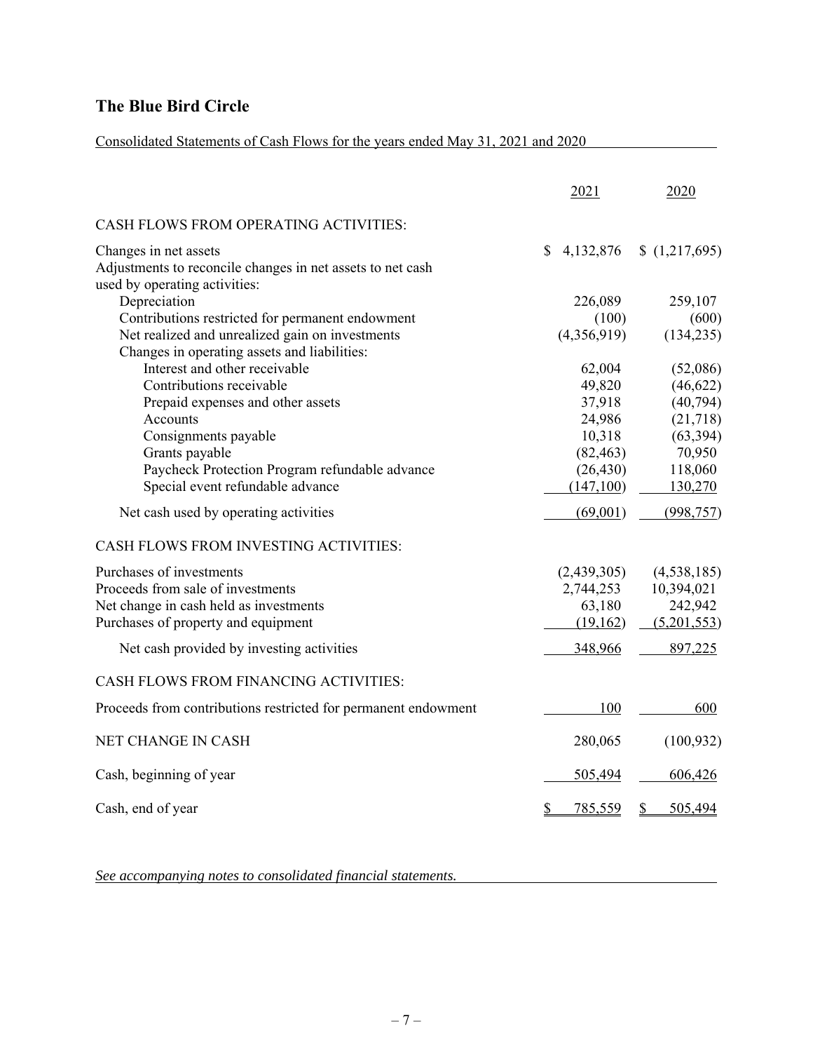# The Blue Bird Circle

Consolidated Statements of Cash Flows for the years ended May 31, 2021 and 2020

| | 2021 | 2020 |
|---|---|---|
| CASH FLOWS FROM OPERATING ACTIVITIES: | | |
| Changes in net assets | $ 4,132,876 | $ (1,217,695) |
| Adjustments to reconcile changes in net assets to net cash used by operating activities: | | |
| Depreciation | 226,089 | 259,107 |
| Contributions restricted for permanent endowment | (100) | (600) |
| Net realized and unrealized gain on investments | (4,356,919) | (134,235) |
| Changes in operating assets and liabilities: | | |
| Interest and other receivable | 62,004 | (52,086) |
| Contributions receivable | 49,820 | (46,622) |
| Prepaid expenses and other assets | 37,918 | (40,794) |
| Accounts | 24,986 | (21,718) |
| Consignments payable | 10,318 | (63,394) |
| Grants payable | (82,463) | 70,950 |
| Paycheck Protection Program refundable advance | (26,430) | 118,060 |
| Special event refundable advance | (147,100) | 130,270 |
| Net cash used by operating activities | (69,001) | (998,757) |
| CASH FLOWS FROM INVESTING ACTIVITIES: | | |
| Purchases of investments | (2,439,305) | (4,538,185) |
| Proceeds from sale of investments | 2,744,253 | 10,394,021 |
| Net change in cash held as investments | 63,180 | 242,942 |
| Purchases of property and equipment | (19,162) | (5,201,553) |
| Net cash provided by investing activities | 348,966 | 897,225 |
| CASH FLOWS FROM FINANCING ACTIVITIES: | | |
| Proceeds from contributions restricted for permanent endowment | 100 | 600 |
| NET CHANGE IN CASH | 280,065 | (100,932) |
| Cash, beginning of year | 505,494 | 606,426 |
| Cash, end of year | $ 785,559 | $ 505,494 |

*See accompanying notes to consolidated financial statements.*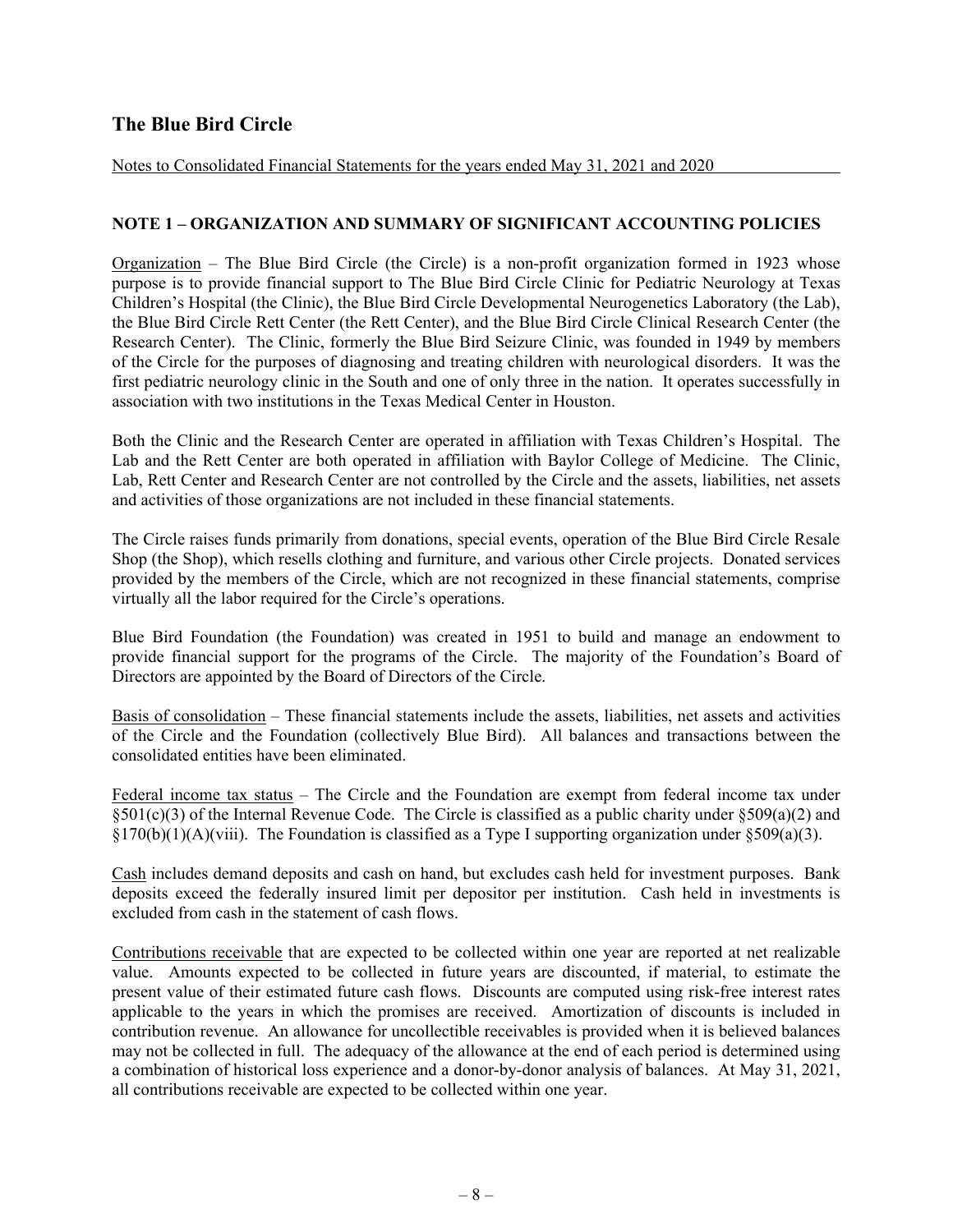# The Blue Bird Circle

Notes to Consolidated Financial Statements for the years ended May 31, 2021 and 2020

## NOTE 1 – ORGANIZATION AND SUMMARY OF SIGNIFICANT ACCOUNTING POLICIES

Organization – The Blue Bird Circle (the Circle) is a non-profit organization formed in 1923 whose purpose is to provide financial support to The Blue Bird Circle Clinic for Pediatric Neurology at Texas Children's Hospital (the Clinic), the Blue Bird Circle Developmental Neurogenetics Laboratory (the Lab), the Blue Bird Circle Rett Center (the Rett Center), and the Blue Bird Circle Clinical Research Center (the Research Center). The Clinic, formerly the Blue Bird Seizure Clinic, was founded in 1949 by members of the Circle for the purposes of diagnosing and treating children with neurological disorders. It was the first pediatric neurology clinic in the South and one of only three in the nation. It operates successfully in association with two institutions in the Texas Medical Center in Houston.

Both the Clinic and the Research Center are operated in affiliation with Texas Children's Hospital. The Lab and the Rett Center are both operated in affiliation with Baylor College of Medicine. The Clinic, Lab, Rett Center and Research Center are not controlled by the Circle and the assets, liabilities, net assets and activities of those organizations are not included in these financial statements.

The Circle raises funds primarily from donations, special events, operation of the Blue Bird Circle Resale Shop (the Shop), which resells clothing and furniture, and various other Circle projects. Donated services provided by the members of the Circle, which are not recognized in these financial statements, comprise virtually all the labor required for the Circle's operations.

Blue Bird Foundation (the Foundation) was created in 1951 to build and manage an endowment to provide financial support for the programs of the Circle. The majority of the Foundation's Board of Directors are appointed by the Board of Directors of the Circle.

Basis of consolidation – These financial statements include the assets, liabilities, net assets and activities of the Circle and the Foundation (collectively Blue Bird). All balances and transactions between the consolidated entities have been eliminated.

Federal income tax status – The Circle and the Foundation are exempt from federal income tax under §501(c)(3) of the Internal Revenue Code. The Circle is classified as a public charity under §509(a)(2) and §170(b)(1)(A)(viii). The Foundation is classified as a Type I supporting organization under §509(a)(3).

Cash includes demand deposits and cash on hand, but excludes cash held for investment purposes. Bank deposits exceed the federally insured limit per depositor per institution. Cash held in investments is excluded from cash in the statement of cash flows.

Contributions receivable that are expected to be collected within one year are reported at net realizable value. Amounts expected to be collected in future years are discounted, if material, to estimate the present value of their estimated future cash flows. Discounts are computed using risk-free interest rates applicable to the years in which the promises are received. Amortization of discounts is included in contribution revenue. An allowance for uncollectible receivables is provided when it is believed balances may not be collected in full. The adequacy of the allowance at the end of each period is determined using a combination of historical loss experience and a donor-by-donor analysis of balances. At May 31, 2021, all contributions receivable are expected to be collected within one year.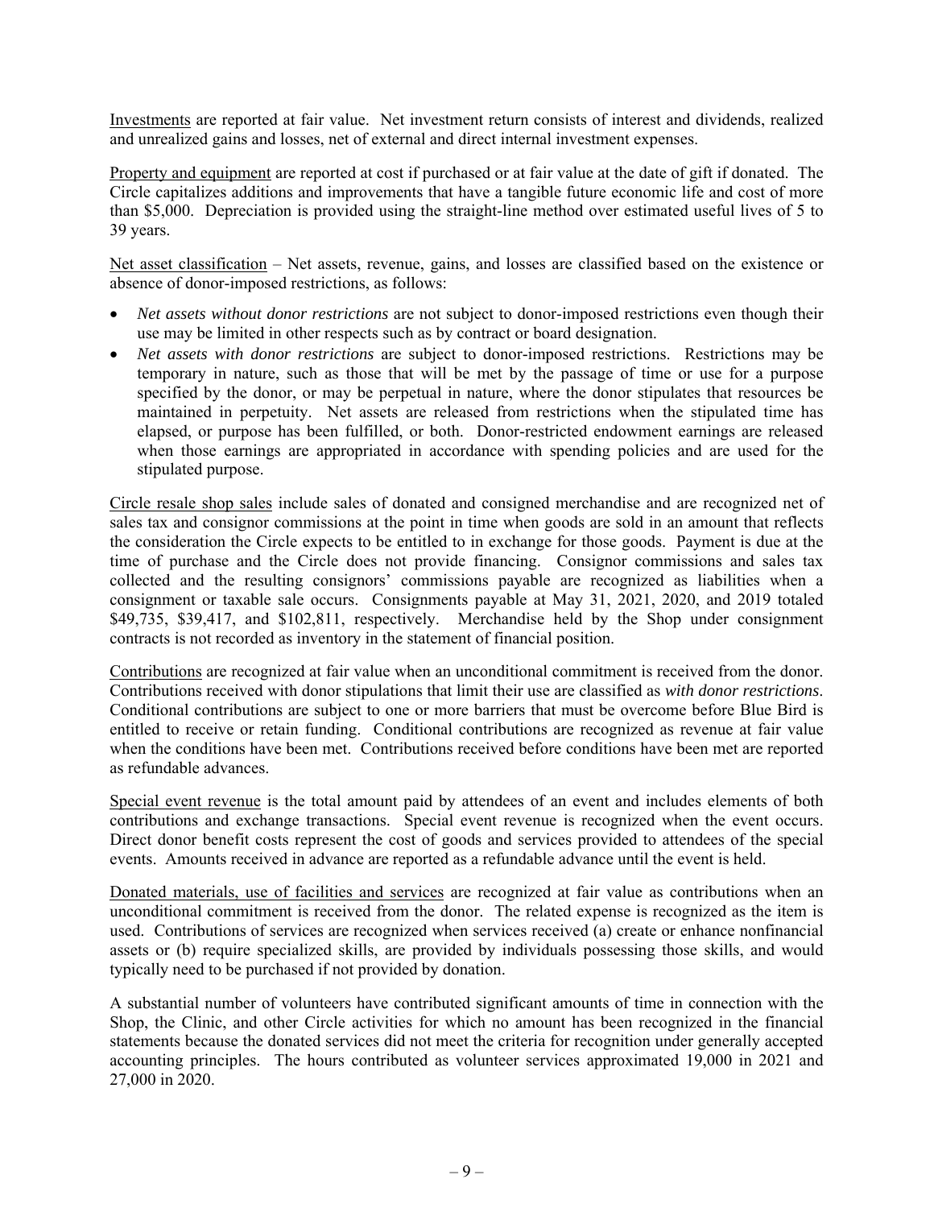Investments are reported at fair value. Net investment return consists of interest and dividends, realized and unrealized gains and losses, net of external and direct internal investment expenses.

Property and equipment are reported at cost if purchased or at fair value at the date of gift if donated. The Circle capitalizes additions and improvements that have a tangible future economic life and cost of more than $5,000. Depreciation is provided using the straight-line method over estimated useful lives of 5 to 39 years.

Net asset classification – Net assets, revenue, gains, and losses are classified based on the existence or absence of donor-imposed restrictions, as follows:

- *Net assets without donor restrictions* are not subject to donor-imposed restrictions even though their use may be limited in other respects such as by contract or board designation.
- *Net assets with donor restrictions* are subject to donor-imposed restrictions. Restrictions may be temporary in nature, such as those that will be met by the passage of time or use for a purpose specified by the donor, or may be perpetual in nature, where the donor stipulates that resources be maintained in perpetuity. Net assets are released from restrictions when the stipulated time has elapsed, or purpose has been fulfilled, or both. Donor-restricted endowment earnings are released when those earnings are appropriated in accordance with spending policies and are used for the stipulated purpose.

Circle resale shop sales include sales of donated and consigned merchandise and are recognized net of sales tax and consignor commissions at the point in time when goods are sold in an amount that reflects the consideration the Circle expects to be entitled to in exchange for those goods. Payment is due at the time of purchase and the Circle does not provide financing. Consignor commissions and sales tax collected and the resulting consignors' commissions payable are recognized as liabilities when a consignment or taxable sale occurs. Consignments payable at May 31, 2021, 2020, and 2019 totaled $49,735, $39,417, and $102,811, respectively. Merchandise held by the Shop under consignment contracts is not recorded as inventory in the statement of financial position.

Contributions are recognized at fair value when an unconditional commitment is received from the donor. Contributions received with donor stipulations that limit their use are classified as *with donor restrictions*. Conditional contributions are subject to one or more barriers that must be overcome before Blue Bird is entitled to receive or retain funding. Conditional contributions are recognized as revenue at fair value when the conditions have been met. Contributions received before conditions have been met are reported as refundable advances.

Special event revenue is the total amount paid by attendees of an event and includes elements of both contributions and exchange transactions. Special event revenue is recognized when the event occurs. Direct donor benefit costs represent the cost of goods and services provided to attendees of the special events. Amounts received in advance are reported as a refundable advance until the event is held.

Donated materials, use of facilities and services are recognized at fair value as contributions when an unconditional commitment is received from the donor. The related expense is recognized as the item is used. Contributions of services are recognized when services received (a) create or enhance nonfinancial assets or (b) require specialized skills, are provided by individuals possessing those skills, and would typically need to be purchased if not provided by donation.

A substantial number of volunteers have contributed significant amounts of time in connection with the Shop, the Clinic, and other Circle activities for which no amount has been recognized in the financial statements because the donated services did not meet the criteria for recognition under generally accepted accounting principles. The hours contributed as volunteer services approximated 19,000 in 2021 and 27,000 in 2020.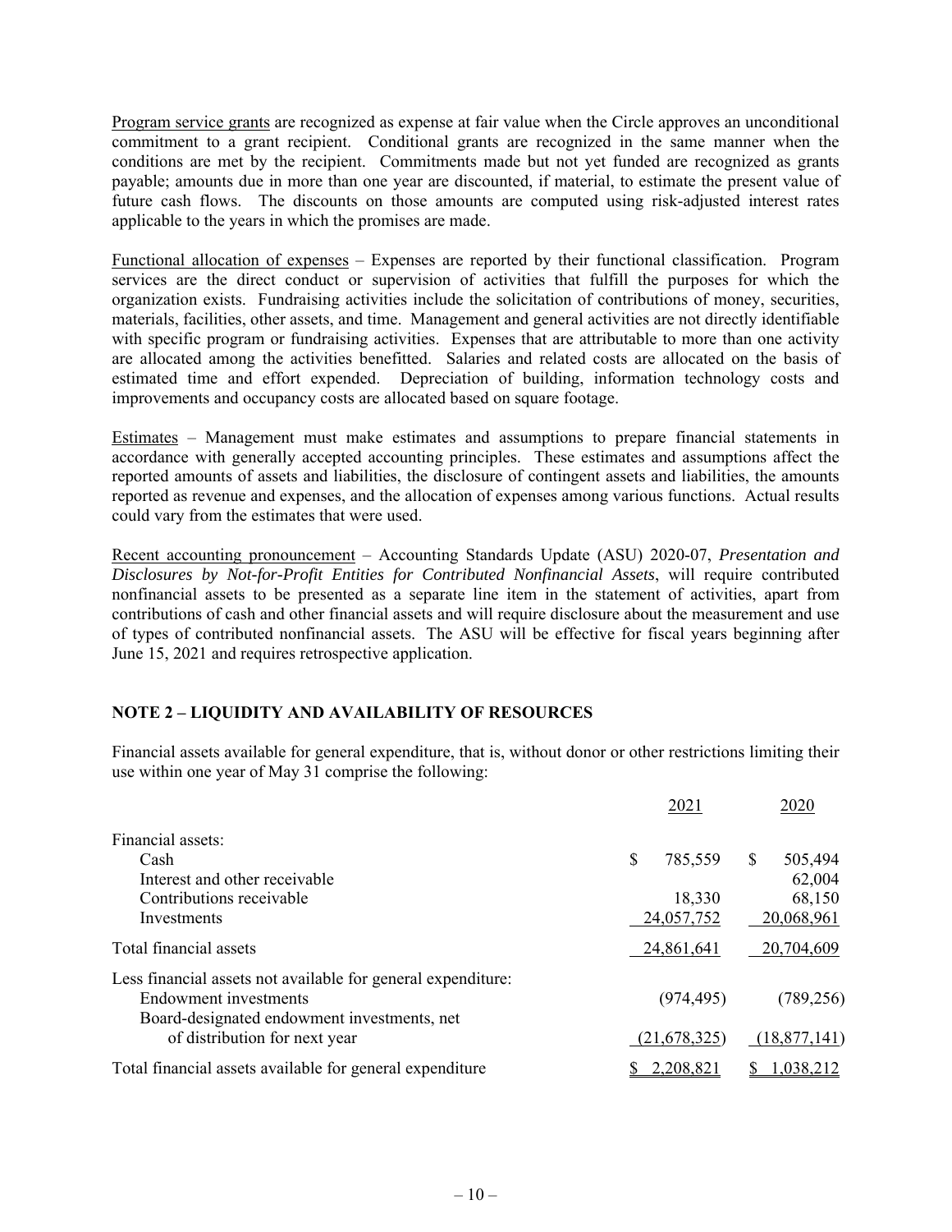Program service grants are recognized as expense at fair value when the Circle approves an unconditional commitment to a grant recipient. Conditional grants are recognized in the same manner when the conditions are met by the recipient. Commitments made but not yet funded are recognized as grants payable; amounts due in more than one year are discounted, if material, to estimate the present value of future cash flows. The discounts on those amounts are computed using risk-adjusted interest rates applicable to the years in which the promises are made.

Functional allocation of expenses – Expenses are reported by their functional classification. Program services are the direct conduct or supervision of activities that fulfill the purposes for which the organization exists. Fundraising activities include the solicitation of contributions of money, securities, materials, facilities, other assets, and time. Management and general activities are not directly identifiable with specific program or fundraising activities. Expenses that are attributable to more than one activity are allocated among the activities benefitted. Salaries and related costs are allocated on the basis of estimated time and effort expended. Depreciation of building, information technology costs and improvements and occupancy costs are allocated based on square footage.

Estimates – Management must make estimates and assumptions to prepare financial statements in accordance with generally accepted accounting principles. These estimates and assumptions affect the reported amounts of assets and liabilities, the disclosure of contingent assets and liabilities, the amounts reported as revenue and expenses, and the allocation of expenses among various functions. Actual results could vary from the estimates that were used.

Recent accounting pronouncement – Accounting Standards Update (ASU) 2020-07, *Presentation and Disclosures by Not-for-Profit Entities for Contributed Nonfinancial Assets*, will require contributed nonfinancial assets to be presented as a separate line item in the statement of activities, apart from contributions of cash and other financial assets and will require disclosure about the measurement and use of types of contributed nonfinancial assets. The ASU will be effective for fiscal years beginning after June 15, 2021 and requires retrospective application.

## NOTE 2 – LIQUIDITY AND AVAILABILITY OF RESOURCES

Financial assets available for general expenditure, that is, without donor or other restrictions limiting their use within one year of May 31 comprise the following:

| | 2021 | 2020 |
|---|---|---|
| Financial assets: | | |
| Cash | $ 785,559 | $ 505,494 |
| Interest and other receivable | | 62,004 |
| Contributions receivable | 18,330 | 68,150 |
| Investments | 24,057,752 | 20,068,961 |
| Total financial assets | 24,861,641 | 20,704,609 |
| Less financial assets not available for general expenditure: | | |
| Endowment investments | (974,495) | (789,256) |
| Board-designated endowment investments, net of distribution for next year | (21,678,325) | (18,877,141) |
| Total financial assets available for general expenditure | $ 2,208,821 | $ 1,038,212 |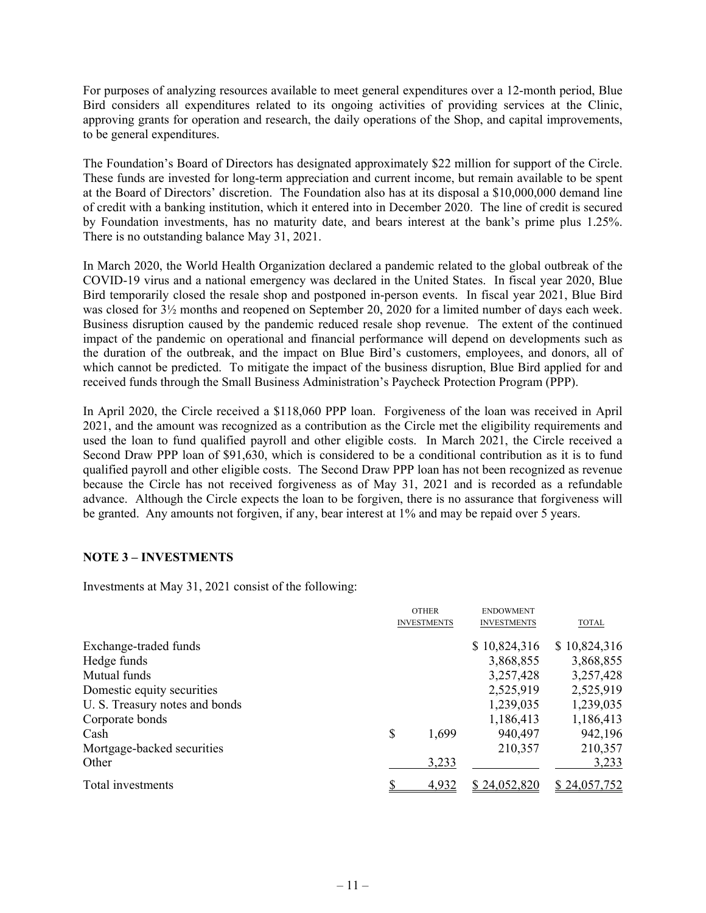For purposes of analyzing resources available to meet general expenditures over a 12-month period, Blue Bird considers all expenditures related to its ongoing activities of providing services at the Clinic, approving grants for operation and research, the daily operations of the Shop, and capital improvements, to be general expenditures.

The Foundation's Board of Directors has designated approximately $22 million for support of the Circle. These funds are invested for long-term appreciation and current income, but remain available to be spent at the Board of Directors' discretion. The Foundation also has at its disposal a $10,000,000 demand line of credit with a banking institution, which it entered into in December 2020. The line of credit is secured by Foundation investments, has no maturity date, and bears interest at the bank's prime plus 1.25%. There is no outstanding balance May 31, 2021.

In March 2020, the World Health Organization declared a pandemic related to the global outbreak of the COVID-19 virus and a national emergency was declared in the United States. In fiscal year 2020, Blue Bird temporarily closed the resale shop and postponed in-person events. In fiscal year 2021, Blue Bird was closed for 3½ months and reopened on September 20, 2020 for a limited number of days each week. Business disruption caused by the pandemic reduced resale shop revenue. The extent of the continued impact of the pandemic on operational and financial performance will depend on developments such as the duration of the outbreak, and the impact on Blue Bird's customers, employees, and donors, all of which cannot be predicted. To mitigate the impact of the business disruption, Blue Bird applied for and received funds through the Small Business Administration's Paycheck Protection Program (PPP).

In April 2020, the Circle received a $118,060 PPP loan. Forgiveness of the loan was received in April 2021, and the amount was recognized as a contribution as the Circle met the eligibility requirements and used the loan to fund qualified payroll and other eligible costs. In March 2021, the Circle received a Second Draw PPP loan of $91,630, which is considered to be a conditional contribution as it is to fund qualified payroll and other eligible costs. The Second Draw PPP loan has not been recognized as revenue because the Circle has not received forgiveness as of May 31, 2021 and is recorded as a refundable advance. Although the Circle expects the loan to be forgiven, there is no assurance that forgiveness will be granted. Any amounts not forgiven, if any, bear interest at 1% and may be repaid over 5 years.

## NOTE 3 – INVESTMENTS

Investments at May 31, 2021 consist of the following:

| | OTHER INVESTMENTS | ENDOWMENT INVESTMENTS | TOTAL |
|---|---|---|---|
| Exchange-traded funds | | $ 10,824,316 | $ 10,824,316 |
| Hedge funds | | 3,868,855 | 3,868,855 |
| Mutual funds | | 3,257,428 | 3,257,428 |
| Domestic equity securities | | 2,525,919 | 2,525,919 |
| U. S. Treasury notes and bonds | | 1,239,035 | 1,239,035 |
| Corporate bonds | | 1,186,413 | 1,186,413 |
| Cash | $ 1,699 | 940,497 | 942,196 |
| Mortgage-backed securities | | 210,357 | 210,357 |
| Other | 3,233 | | 3,233 |
| Total investments | $ 4,932 | $ 24,052,820 | $ 24,057,752 |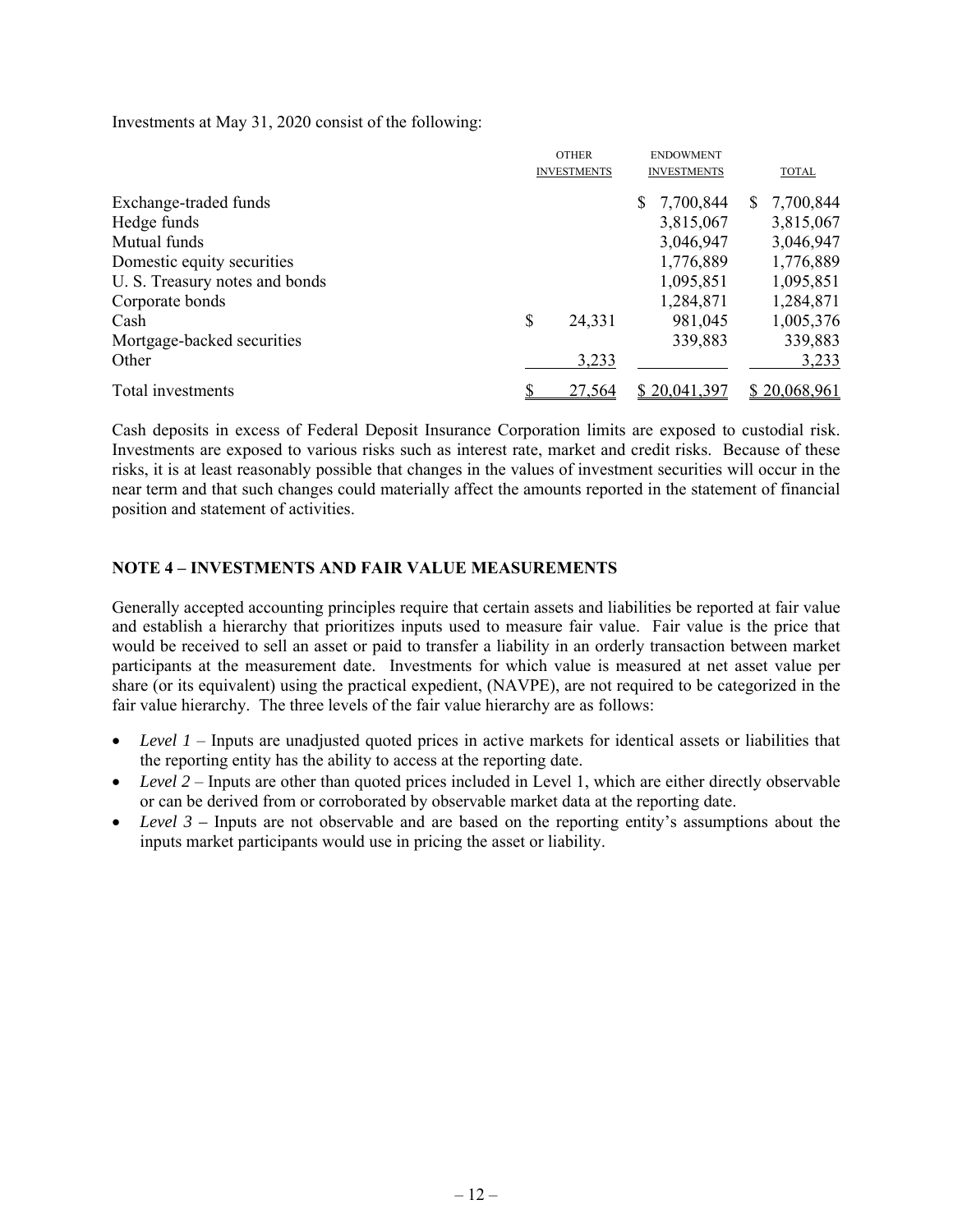Investments at May 31, 2020 consist of the following:

| | OTHER INVESTMENTS | ENDOWMENT INVESTMENTS | TOTAL |
|---|---|---|---|
| Exchange-traded funds | | $ 7,700,844 | $ 7,700,844 |
| Hedge funds | | 3,815,067 | 3,815,067 |
| Mutual funds | | 3,046,947 | 3,046,947 |
| Domestic equity securities | | 1,776,889 | 1,776,889 |
| U. S. Treasury notes and bonds | | 1,095,851 | 1,095,851 |
| Corporate bonds | | 1,284,871 | 1,284,871 |
| Cash | $ 24,331 | 981,045 | 1,005,376 |
| Mortgage-backed securities | | 339,883 | 339,883 |
| Other | 3,233 | | 3,233 |
| Total investments | $ 27,564 | $ 20,041,397 | $ 20,068,961 |

Cash deposits in excess of Federal Deposit Insurance Corporation limits are exposed to custodial risk. Investments are exposed to various risks such as interest rate, market and credit risks. Because of these risks, it is at least reasonably possible that changes in the values of investment securities will occur in the near term and that such changes could materially affect the amounts reported in the statement of financial position and statement of activities.

## NOTE 4 – INVESTMENTS AND FAIR VALUE MEASUREMENTS

Generally accepted accounting principles require that certain assets and liabilities be reported at fair value and establish a hierarchy that prioritizes inputs used to measure fair value. Fair value is the price that would be received to sell an asset or paid to transfer a liability in an orderly transaction between market participants at the measurement date. Investments for which value is measured at net asset value per share (or its equivalent) using the practical expedient, (NAVPE), are not required to be categorized in the fair value hierarchy. The three levels of the fair value hierarchy are as follows:

- *Level 1* – Inputs are unadjusted quoted prices in active markets for identical assets or liabilities that the reporting entity has the ability to access at the reporting date.
- *Level 2* – Inputs are other than quoted prices included in Level 1, which are either directly observable or can be derived from or corroborated by observable market data at the reporting date.
- *Level 3* **–** Inputs are not observable and are based on the reporting entity's assumptions about the inputs market participants would use in pricing the asset or liability.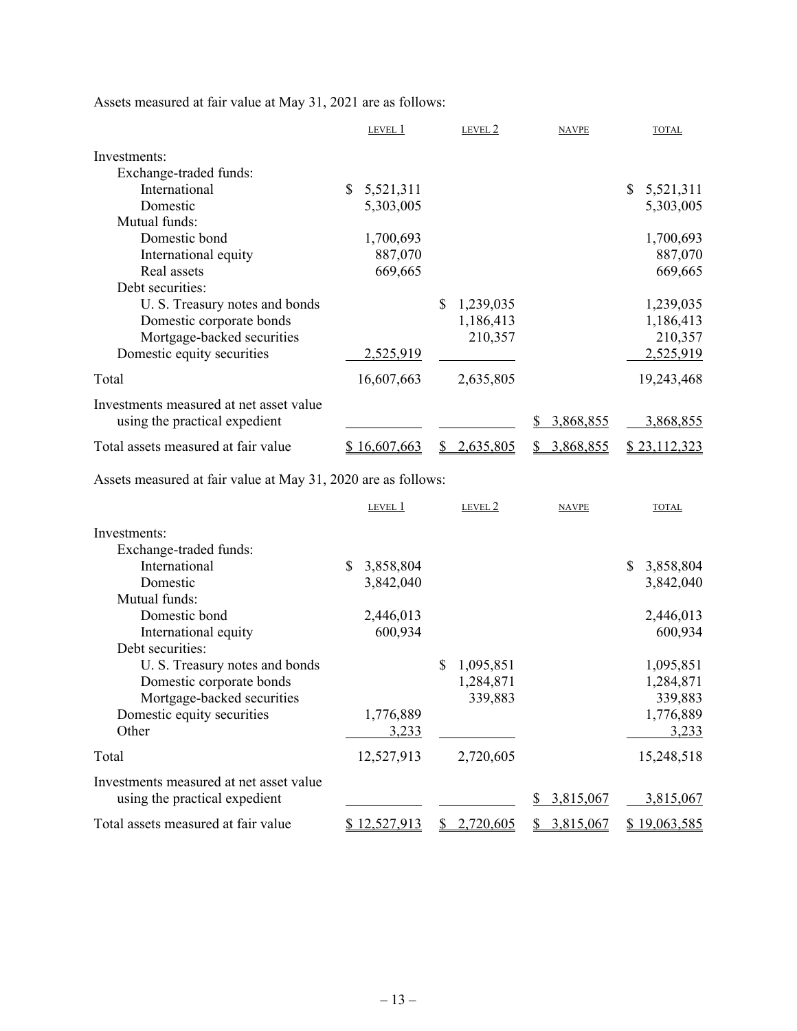Assets measured at fair value at May 31, 2021 are as follows:

| | LEVEL 1 | LEVEL 2 | NAVPE | TOTAL |
|---|---|---|---|---|
| Investments: | | | | |
| Exchange-traded funds: | | | | |
| International | $ 5,521,311 | | | $ 5,521,311 |
| Domestic | 5,303,005 | | | 5,303,005 |
| Mutual funds: | | | | |
| Domestic bond | 1,700,693 | | | 1,700,693 |
| International equity | 887,070 | | | 887,070 |
| Real assets | 669,665 | | | 669,665 |
| Debt securities: | | | | |
| U. S. Treasury notes and bonds | | $ 1,239,035 | | 1,239,035 |
| Domestic corporate bonds | | 1,186,413 | | 1,186,413 |
| Mortgage-backed securities | | 210,357 | | 210,357 |
| Domestic equity securities | 2,525,919 | | | 2,525,919 |
| Total | 16,607,663 | 2,635,805 | | 19,243,468 |
| Investments measured at net asset value using the practical expedient | | | $ 3,868,855 | 3,868,855 |
| Total assets measured at fair value | $ 16,607,663 | $ 2,635,805 | $ 3,868,855 | $ 23,112,323 |

Assets measured at fair value at May 31, 2020 are as follows:

| | LEVEL 1 | LEVEL 2 | NAVPE | TOTAL |
|---|---|---|---|---|
| Investments: | | | | |
| Exchange-traded funds: | | | | |
| International | $ 3,858,804 | | | $ 3,858,804 |
| Domestic | 3,842,040 | | | 3,842,040 |
| Mutual funds: | | | | |
| Domestic bond | 2,446,013 | | | 2,446,013 |
| International equity | 600,934 | | | 600,934 |
| Debt securities: | | | | |
| U. S. Treasury notes and bonds | | $ 1,095,851 | | 1,095,851 |
| Domestic corporate bonds | | 1,284,871 | | 1,284,871 |
| Mortgage-backed securities | | 339,883 | | 339,883 |
| Domestic equity securities | 1,776,889 | | | 1,776,889 |
| Other | 3,233 | | | 3,233 |
| Total | 12,527,913 | 2,720,605 | | 15,248,518 |
| Investments measured at net asset value using the practical expedient | | | $ 3,815,067 | 3,815,067 |
| Total assets measured at fair value | $ 12,527,913 | $ 2,720,605 | $ 3,815,067 | $ 19,063,585 |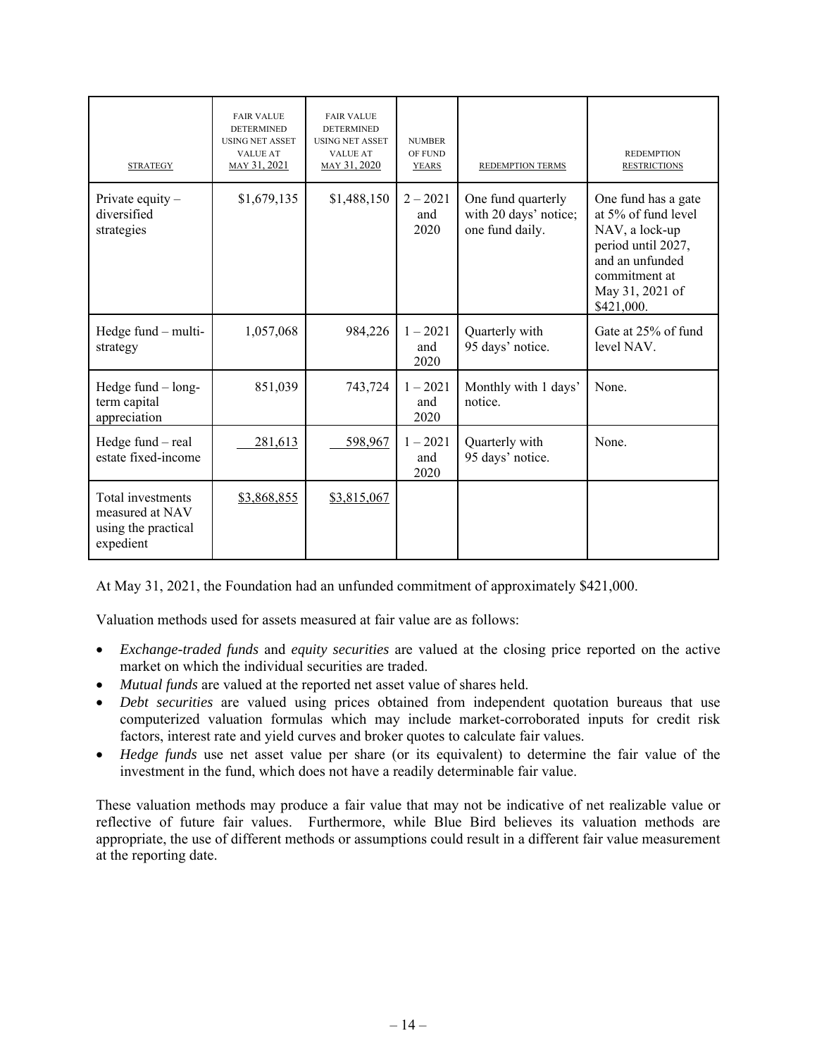| STRATEGY | FAIR VALUE DETERMINED USING NET ASSET VALUE AT MAY 31, 2021 | FAIR VALUE DETERMINED USING NET ASSET VALUE AT MAY 31, 2020 | NUMBER OF FUND YEARS | REDEMPTION TERMS | REDEMPTION RESTRICTIONS |
|---|---|---|---|---|---|
| Private equity – diversified strategies | $1,679,135 | $1,488,150 | 2 – 2021 and 2020 | One fund quarterly with 20 days' notice; one fund daily. | One fund has a gate at 5% of fund level NAV, a lock-up period until 2027, and an unfunded commitment at May 31, 2021 of $421,000. |
| Hedge fund – multi-strategy | 1,057,068 | 984,226 | 1 – 2021 and 2020 | Quarterly with 95 days' notice. | Gate at 25% of fund level NAV. |
| Hedge fund – long-term capital appreciation | 851,039 | 743,724 | 1 – 2021 and 2020 | Monthly with 1 days' notice. | None. |
| Hedge fund – real estate fixed-income | 281,613 | 598,967 | 1 – 2021 and 2020 | Quarterly with 95 days' notice. | None. |
| Total investments measured at NAV using the practical expedient | $3,868,855 | $3,815,067 | | | |

At May 31, 2021, the Foundation had an unfunded commitment of approximately $421,000.

Valuation methods used for assets measured at fair value are as follows:

- *Exchange-traded funds* and *equity securities* are valued at the closing price reported on the active market on which the individual securities are traded.
- *Mutual funds* are valued at the reported net asset value of shares held.
- *Debt securities* are valued using prices obtained from independent quotation bureaus that use computerized valuation formulas which may include market-corroborated inputs for credit risk factors, interest rate and yield curves and broker quotes to calculate fair values.
- *Hedge funds* use net asset value per share (or its equivalent) to determine the fair value of the investment in the fund, which does not have a readily determinable fair value.

These valuation methods may produce a fair value that may not be indicative of net realizable value or reflective of future fair values. Furthermore, while Blue Bird believes its valuation methods are appropriate, the use of different methods or assumptions could result in a different fair value measurement at the reporting date.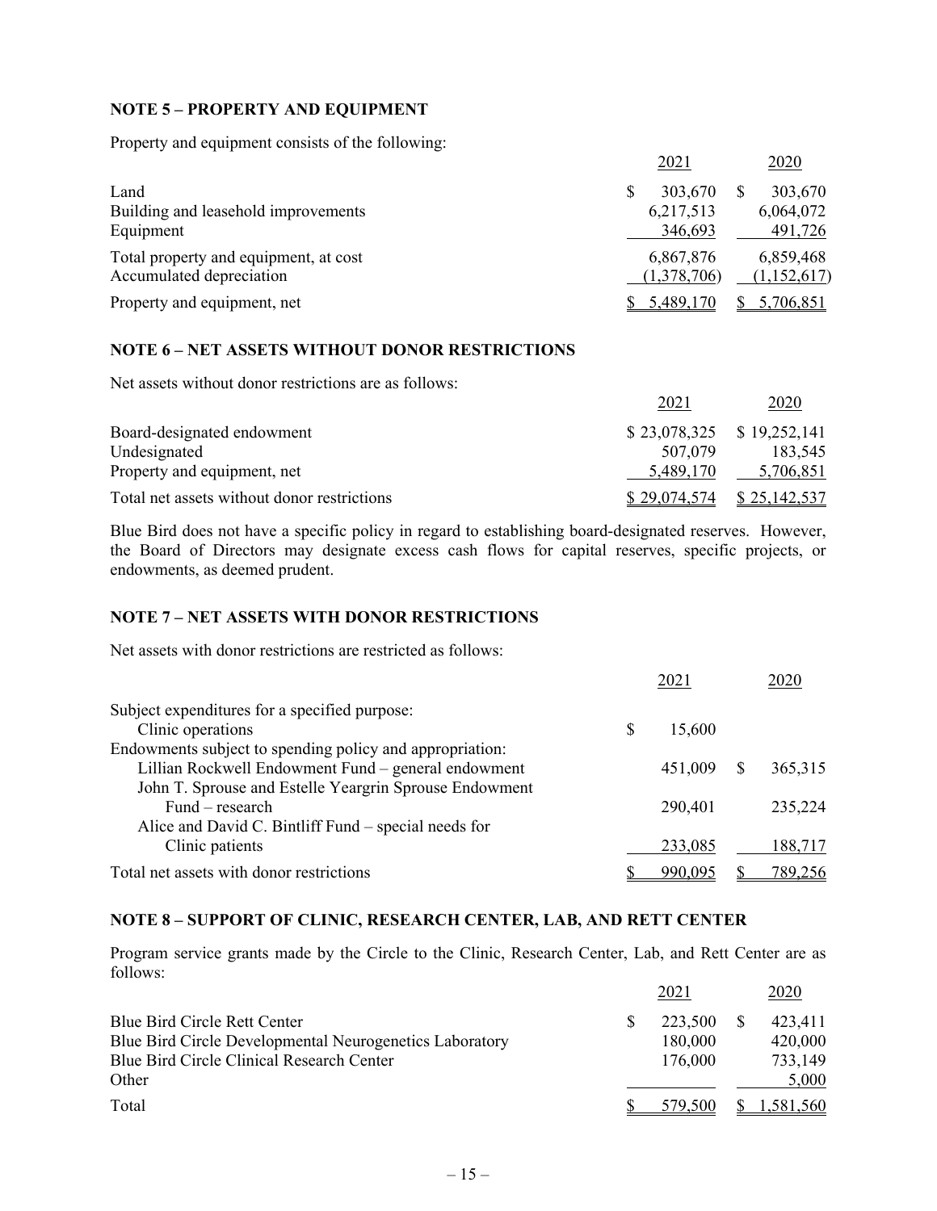## NOTE 5 – PROPERTY AND EQUIPMENT

Property and equipment consists of the following:

| | 2021 | 2020 |
|---|---|---|
| Land | $ 303,670 | $ 303,670 |
| Building and leasehold improvements | 6,217,513 | 6,064,072 |
| Equipment | 346,693 | 491,726 |
| Total property and equipment, at cost | 6,867,876 | 6,859,468 |
| Accumulated depreciation | (1,378,706) | (1,152,617) |
| Property and equipment, net | $ 5,489,170 | $ 5,706,851 |

## NOTE 6 – NET ASSETS WITHOUT DONOR RESTRICTIONS

Net assets without donor restrictions are as follows:

| | 2021 | 2020 |
|---|---|---|
| Board-designated endowment | $ 23,078,325 | $ 19,252,141 |
| Undesignated | 507,079 | 183,545 |
| Property and equipment, net | 5,489,170 | 5,706,851 |
| Total net assets without donor restrictions | $ 29,074,574 | $ 25,142,537 |

Blue Bird does not have a specific policy in regard to establishing board-designated reserves. However, the Board of Directors may designate excess cash flows for capital reserves, specific projects, or endowments, as deemed prudent.

## NOTE 7 – NET ASSETS WITH DONOR RESTRICTIONS

Net assets with donor restrictions are restricted as follows:

| | 2021 | 2020 |
|---|---|---|
| Subject expenditures for a specified purpose: | | |
| Clinic operations | $ 15,600 | |
| Endowments subject to spending policy and appropriation: | | |
| Lillian Rockwell Endowment Fund – general endowment | 451,009 | $ 365,315 |
| John T. Sprouse and Estelle Yeargrin Sprouse Endowment Fund – research | 290,401 | 235,224 |
| Alice and David C. Bintliff Fund – special needs for Clinic patients | 233,085 | 188,717 |
| Total net assets with donor restrictions | $ 990,095 | $ 789,256 |

## NOTE 8 – SUPPORT OF CLINIC, RESEARCH CENTER, LAB, AND RETT CENTER

Program service grants made by the Circle to the Clinic, Research Center, Lab, and Rett Center are as follows:

| | 2021 | 2020 |
|---|---|---|
| Blue Bird Circle Rett Center | $ 223,500 | $ 423,411 |
| Blue Bird Circle Developmental Neurogenetics Laboratory | 180,000 | 420,000 |
| Blue Bird Circle Clinical Research Center | 176,000 | 733,149 |
| Other | | 5,000 |
| Total | $ 579,500 | $ 1,581,560 |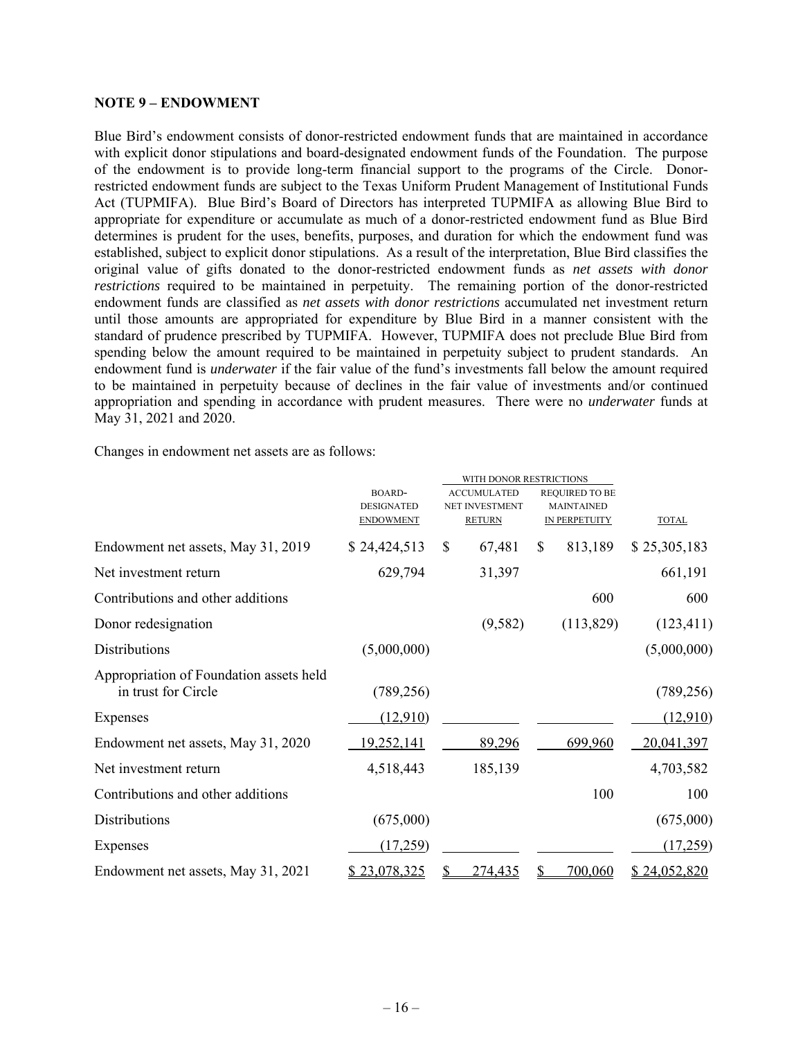## NOTE 9 – ENDOWMENT

Blue Bird's endowment consists of donor-restricted endowment funds that are maintained in accordance with explicit donor stipulations and board-designated endowment funds of the Foundation. The purpose of the endowment is to provide long-term financial support to the programs of the Circle. Donor-restricted endowment funds are subject to the Texas Uniform Prudent Management of Institutional Funds Act (TUPMIFA). Blue Bird's Board of Directors has interpreted TUPMIFA as allowing Blue Bird to appropriate for expenditure or accumulate as much of a donor-restricted endowment fund as Blue Bird determines is prudent for the uses, benefits, purposes, and duration for which the endowment fund was established, subject to explicit donor stipulations. As a result of the interpretation, Blue Bird classifies the original value of gifts donated to the donor-restricted endowment funds as *net assets with donor restrictions* required to be maintained in perpetuity. The remaining portion of the donor-restricted endowment funds are classified as *net assets with donor restrictions* accumulated net investment return until those amounts are appropriated for expenditure by Blue Bird in a manner consistent with the standard of prudence prescribed by TUPMIFA. However, TUPMIFA does not preclude Blue Bird from spending below the amount required to be maintained in perpetuity subject to prudent standards. An endowment fund is *underwater* if the fair value of the fund's investments fall below the amount required to be maintained in perpetuity because of declines in the fair value of investments and/or continued appropriation and spending in accordance with prudent measures. There were no *underwater* funds at May 31, 2021 and 2020.

Changes in endowment net assets are as follows:

| | | WITH DONOR RESTRICTIONS | | |
|---|---|---|---|---|
| | BOARD-DESIGNATED ENDOWMENT | ACCUMULATED NET INVESTMENT RETURN | REQUIRED TO BE MAINTAINED IN PERPETUITY | TOTAL |
| Endowment net assets, May 31, 2019 | $ 24,424,513 | $ 67,481 | $ 813,189 | $ 25,305,183 |
| Net investment return | 629,794 | 31,397 | | 661,191 |
| Contributions and other additions | | | 600 | 600 |
| Donor redesignation | | (9,582) | (113,829) | (123,411) |
| Distributions | (5,000,000) | | | (5,000,000) |
| Appropriation of Foundation assets held in trust for Circle | (789,256) | | | (789,256) |
| Expenses | (12,910) | | | (12,910) |
| Endowment net assets, May 31, 2020 | 19,252,141 | 89,296 | 699,960 | 20,041,397 |
| Net investment return | 4,518,443 | 185,139 | | 4,703,582 |
| Contributions and other additions | | | 100 | 100 |
| Distributions | (675,000) | | | (675,000) |
| Expenses | (17,259) | | | (17,259) |
| Endowment net assets, May 31, 2021 | $ 23,078,325 | $ 274,435 | $ 700,060 | $ 24,052,820 |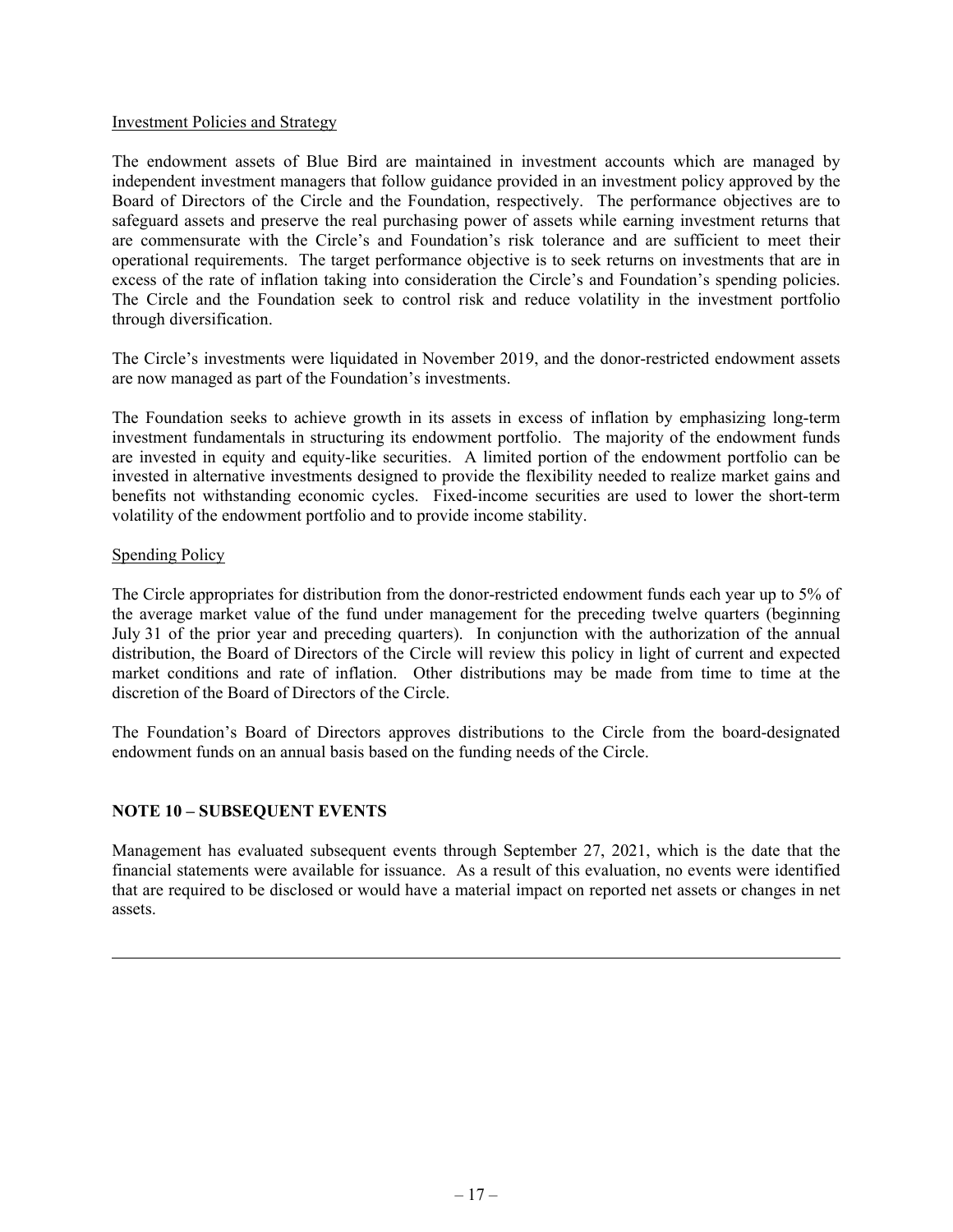Investment Policies and Strategy

The endowment assets of Blue Bird are maintained in investment accounts which are managed by independent investment managers that follow guidance provided in an investment policy approved by the Board of Directors of the Circle and the Foundation, respectively. The performance objectives are to safeguard assets and preserve the real purchasing power of assets while earning investment returns that are commensurate with the Circle's and Foundation's risk tolerance and are sufficient to meet their operational requirements. The target performance objective is to seek returns on investments that are in excess of the rate of inflation taking into consideration the Circle's and Foundation's spending policies. The Circle and the Foundation seek to control risk and reduce volatility in the investment portfolio through diversification.

The Circle's investments were liquidated in November 2019, and the donor-restricted endowment assets are now managed as part of the Foundation's investments.

The Foundation seeks to achieve growth in its assets in excess of inflation by emphasizing long-term investment fundamentals in structuring its endowment portfolio. The majority of the endowment funds are invested in equity and equity-like securities. A limited portion of the endowment portfolio can be invested in alternative investments designed to provide the flexibility needed to realize market gains and benefits not withstanding economic cycles. Fixed-income securities are used to lower the short-term volatility of the endowment portfolio and to provide income stability.

Spending Policy

The Circle appropriates for distribution from the donor-restricted endowment funds each year up to 5% of the average market value of the fund under management for the preceding twelve quarters (beginning July 31 of the prior year and preceding quarters). In conjunction with the authorization of the annual distribution, the Board of Directors of the Circle will review this policy in light of current and expected market conditions and rate of inflation. Other distributions may be made from time to time at the discretion of the Board of Directors of the Circle.

The Foundation's Board of Directors approves distributions to the Circle from the board-designated endowment funds on an annual basis based on the funding needs of the Circle.

## NOTE 10 – SUBSEQUENT EVENTS

Management has evaluated subsequent events through September 27, 2021, which is the date that the financial statements were available for issuance. As a result of this evaluation, no events were identified that are required to be disclosed or would have a material impact on reported net assets or changes in net assets.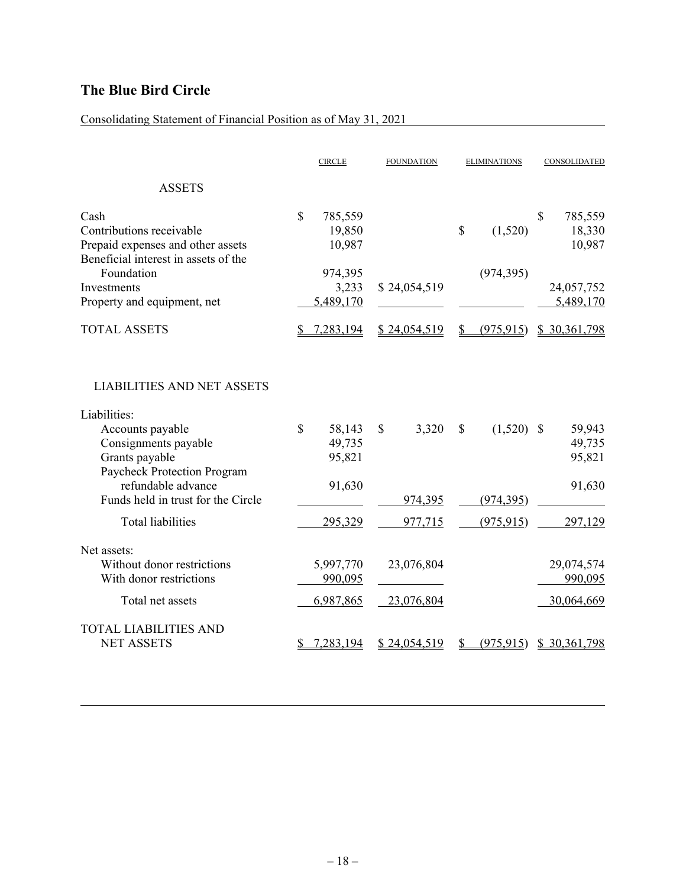# The Blue Bird Circle

Consolidating Statement of Financial Position as of May 31, 2021

| | CIRCLE | FOUNDATION | ELIMINATIONS | CONSOLIDATED |
|---|---|---|---|---|
| **ASSETS** | | | | |
| Cash | $ 785,559 | | | $ 785,559 |
| Contributions receivable | 19,850 | | $ (1,520) | 18,330 |
| Prepaid expenses and other assets | 10,987 | | | 10,987 |
| Beneficial interest in assets of the Foundation | 974,395 | | (974,395) | |
| Investments | 3,233 | $ 24,054,519 | | 24,057,752 |
| Property and equipment, net | 5,489,170 | | | 5,489,170 |
| TOTAL ASSETS | $ 7,283,194 | $ 24,054,519 | $ (975,915) | $ 30,361,798 |
| **LIABILITIES AND NET ASSETS** | | | | |
| Liabilities: | | | | |
| Accounts payable | $ 58,143 | $ 3,320 | $ (1,520) | $ 59,943 |
| Consignments payable | 49,735 | | | 49,735 |
| Grants payable | 95,821 | | | 95,821 |
| Paycheck Protection Program refundable advance | 91,630 | | | 91,630 |
| Funds held in trust for the Circle | | 974,395 | (974,395) | |
| Total liabilities | 295,329 | 977,715 | (975,915) | 297,129 |
| Net assets: | | | | |
| Without donor restrictions | 5,997,770 | 23,076,804 | | 29,074,574 |
| With donor restrictions | 990,095 | | | 990,095 |
| Total net assets | 6,987,865 | 23,076,804 | | 30,064,669 |
| TOTAL LIABILITIES AND NET ASSETS | $ 7,283,194 | $ 24,054,519 | $ (975,915) | $ 30,361,798 |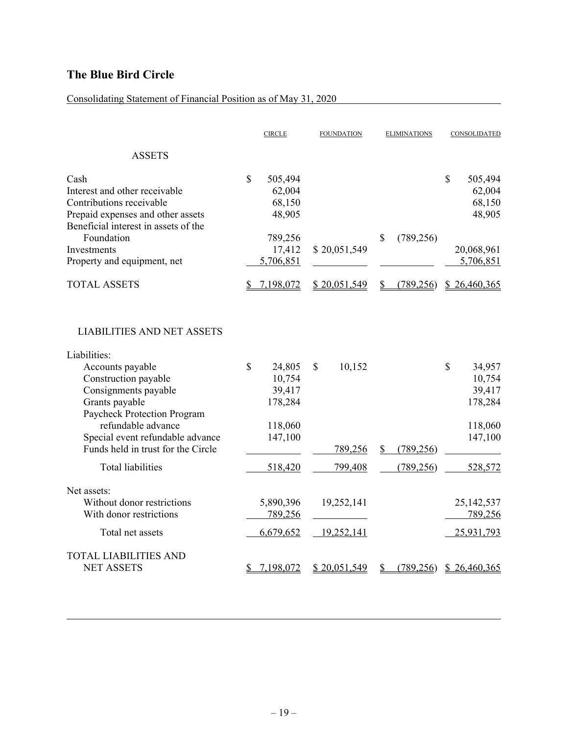# The Blue Bird Circle

Consolidating Statement of Financial Position as of May 31, 2020

| | CIRCLE | FOUNDATION | ELIMINATIONS | CONSOLIDATED |
|---|---|---|---|---|
| **ASSETS** | | | | |
| Cash | $ 505,494 | | | $ 505,494 |
| Interest and other receivable | 62,004 | | | 62,004 |
| Contributions receivable | 68,150 | | | 68,150 |
| Prepaid expenses and other assets | 48,905 | | | 48,905 |
| Beneficial interest in assets of the Foundation | 789,256 | | $ (789,256) | |
| Investments | 17,412 | $ 20,051,549 | | 20,068,961 |
| Property and equipment, net | 5,706,851 | | | 5,706,851 |
| TOTAL ASSETS | $ 7,198,072 | $ 20,051,549 | $ (789,256) | $ 26,460,365 |
| **LIABILITIES AND NET ASSETS** | | | | |
| Liabilities: | | | | |
| Accounts payable | $ 24,805 | $ 10,152 | | $ 34,957 |
| Construction payable | 10,754 | | | 10,754 |
| Consignments payable | 39,417 | | | 39,417 |
| Grants payable | 178,284 | | | 178,284 |
| Paycheck Protection Program refundable advance | 118,060 | | | 118,060 |
| Special event refundable advance | 147,100 | | | 147,100 |
| Funds held in trust for the Circle | | 789,256 | $ (789,256) | |
| Total liabilities | 518,420 | 799,408 | (789,256) | 528,572 |
| Net assets: | | | | |
| Without donor restrictions | 5,890,396 | 19,252,141 | | 25,142,537 |
| With donor restrictions | 789,256 | | | 789,256 |
| Total net assets | 6,679,652 | 19,252,141 | | 25,931,793 |
| TOTAL LIABILITIES AND NET ASSETS | $ 7,198,072 | $ 20,051,549 | $ (789,256) | $ 26,460,365 |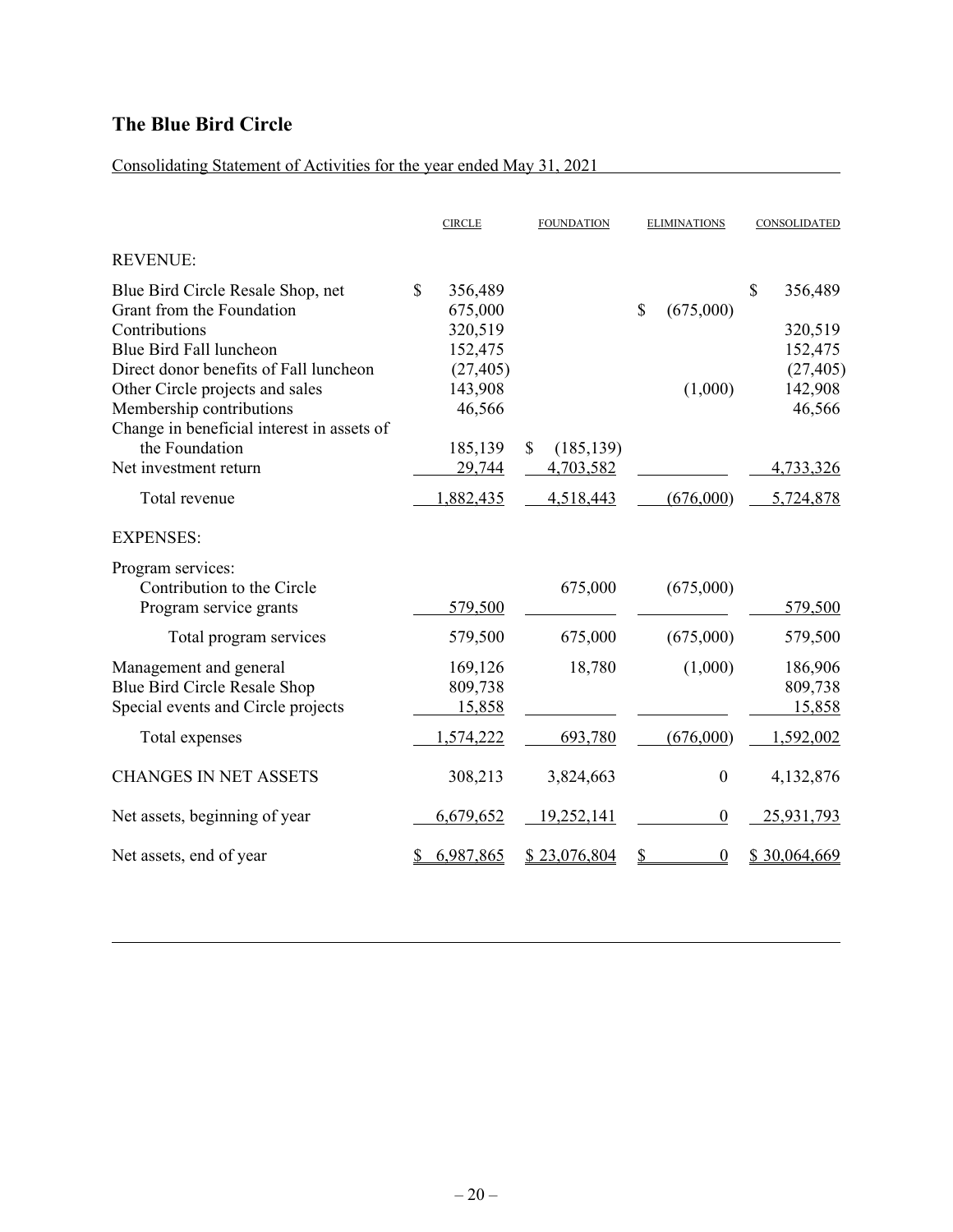# The Blue Bird Circle

Consolidating Statement of Activities for the year ended May 31, 2021

| | CIRCLE | FOUNDATION | ELIMINATIONS | CONSOLIDATED |
|---|---|---|---|---|
| REVENUE: | | | | |
| Blue Bird Circle Resale Shop, net | $ 356,489 | | | $ 356,489 |
| Grant from the Foundation | 675,000 | | $ (675,000) | |
| Contributions | 320,519 | | | 320,519 |
| Blue Bird Fall luncheon | 152,475 | | | 152,475 |
| Direct donor benefits of Fall luncheon | (27,405) | | | (27,405) |
| Other Circle projects and sales | 143,908 | | (1,000) | 142,908 |
| Membership contributions | 46,566 | | | 46,566 |
| Change in beneficial interest in assets of the Foundation | 185,139 | $ (185,139) | | |
| Net investment return | 29,744 | 4,703,582 | | 4,733,326 |
| Total revenue | 1,882,435 | 4,518,443 | (676,000) | 5,724,878 |
| EXPENSES: | | | | |
| Program services: | | | | |
| Contribution to the Circle | | 675,000 | (675,000) | |
| Program service grants | 579,500 | | | 579,500 |
| Total program services | 579,500 | 675,000 | (675,000) | 579,500 |
| Management and general | 169,126 | 18,780 | (1,000) | 186,906 |
| Blue Bird Circle Resale Shop | 809,738 | | | 809,738 |
| Special events and Circle projects | 15,858 | | | 15,858 |
| Total expenses | 1,574,222 | 693,780 | (676,000) | 1,592,002 |
| CHANGES IN NET ASSETS | 308,213 | 3,824,663 | 0 | 4,132,876 |
| Net assets, beginning of year | 6,679,652 | 19,252,141 | 0 | 25,931,793 |
| Net assets, end of year | $ 6,987,865 | $ 23,076,804 | $ 0 | $ 30,064,669 |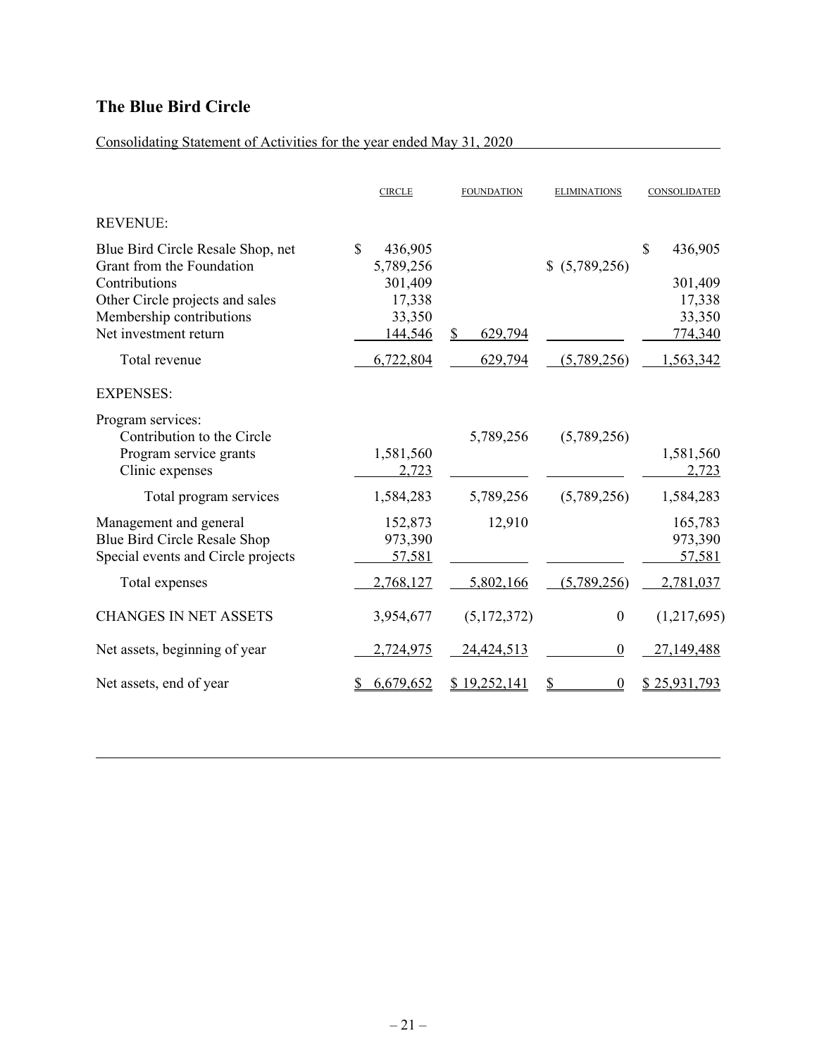# The Blue Bird Circle

Consolidating Statement of Activities for the year ended May 31, 2020

| | CIRCLE | FOUNDATION | ELIMINATIONS | CONSOLIDATED |
|---|---|---|---|---|
| REVENUE: | | | | |
| Blue Bird Circle Resale Shop, net | $ 436,905 | | | $ 436,905 |
| Grant from the Foundation | 5,789,256 | | $ (5,789,256) | |
| Contributions | 301,409 | | | 301,409 |
| Other Circle projects and sales | 17,338 | | | 17,338 |
| Membership contributions | 33,350 | | | 33,350 |
| Net investment return | 144,546 | $ 629,794 | | 774,340 |
| Total revenue | 6,722,804 | 629,794 | (5,789,256) | 1,563,342 |
| EXPENSES: | | | | |
| Program services: | | | | |
| Contribution to the Circle | | 5,789,256 | (5,789,256) | |
| Program service grants | 1,581,560 | | | 1,581,560 |
| Clinic expenses | 2,723 | | | 2,723 |
| Total program services | 1,584,283 | 5,789,256 | (5,789,256) | 1,584,283 |
| Management and general | 152,873 | 12,910 | | 165,783 |
| Blue Bird Circle Resale Shop | 973,390 | | | 973,390 |
| Special events and Circle projects | 57,581 | | | 57,581 |
| Total expenses | 2,768,127 | 5,802,166 | (5,789,256) | 2,781,037 |
| CHANGES IN NET ASSETS | 3,954,677 | (5,172,372) | 0 | (1,217,695) |
| Net assets, beginning of year | 2,724,975 | 24,424,513 | 0 | 27,149,488 |
| Net assets, end of year | $ 6,679,652 | $ 19,252,141 | $ 0 | $ 25,931,793 |